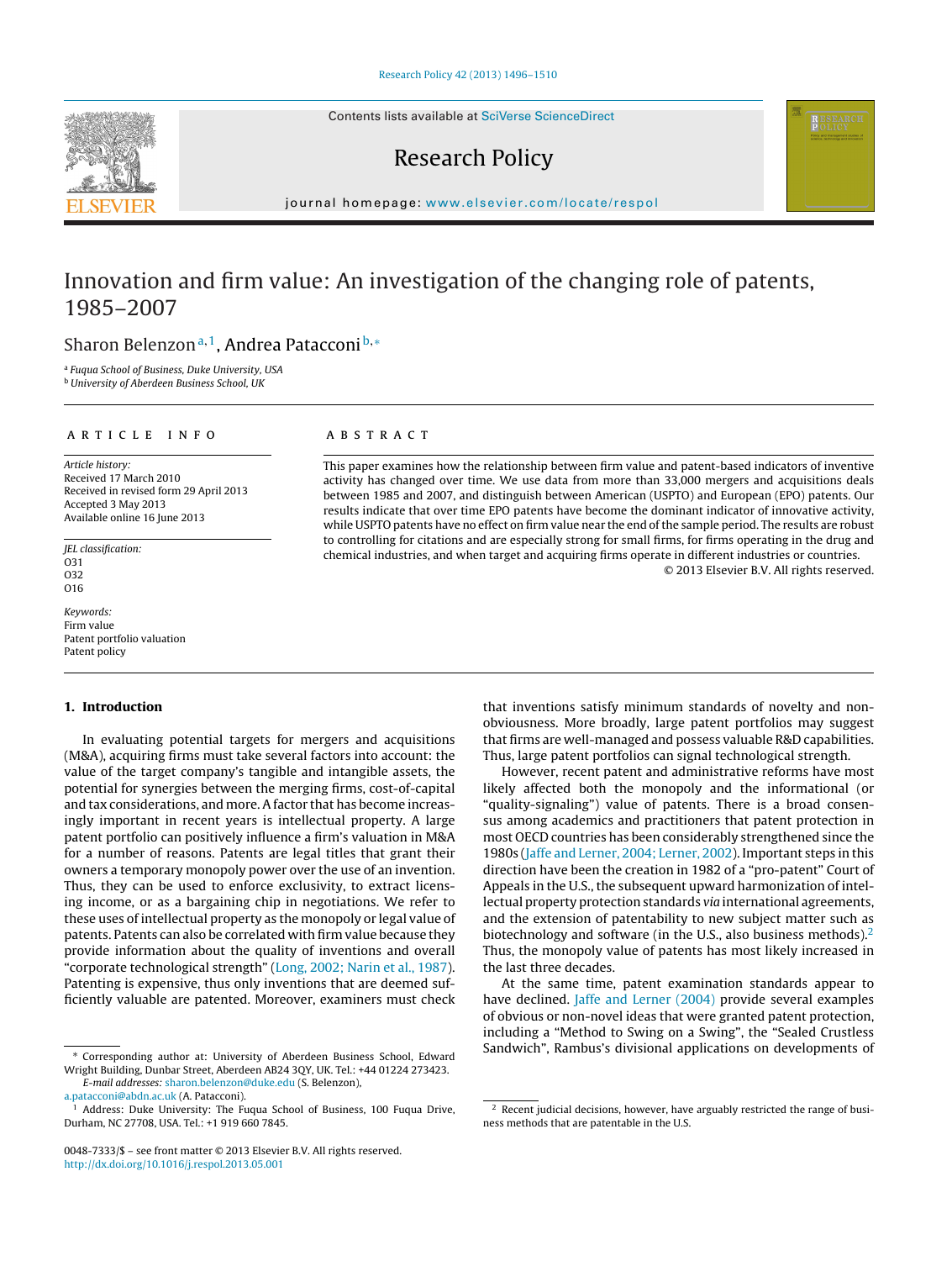# Innovation and firm value: An investigation of the changing role of patents, 1985–2007

Sharon Belenzon [a,1], Andrea Patacconi [b,*]

[a] Fuqua School of Business, Duke University, USA
[b] University of Aberdeen Business School, UK

## ARTICLE INFO

*Article history:*
Received 17 March 2010
Received in revised form 29 April 2013
Accepted 3 May 2013
Available online 16 June 2013

*JEL classification:*
O31
O32
O16

*Keywords:*
Firm value
Patent portfolio valuation
Patent policy

## ABSTRACT

This paper examines how the relationship between firm value and patent-based indicators of inventive activity has changed over time. We use data from more than 33,000 mergers and acquisitions deals between 1985 and 2007, and distinguish between American (USPTO) and European (EPO) patents. Our results indicate that over time EPO patents have become the dominant indicator of innovative activity, while USPTO patents have no effect on firm value near the end of the sample period. The results are robust to controlling for citations and are especially strong for small firms, for firms operating in the drug and chemical industries, and when target and acquiring firms operate in different industries or countries.

© 2013 Elsevier B.V. All rights reserved.

## 1. Introduction

In evaluating potential targets for mergers and acquisitions (M&A), acquiring firms must take several factors into account: the value of the target company's tangible and intangible assets, the potential for synergies between the merging firms, cost-of-capital and tax considerations, and more. A factor that has become increasingly important in recent years is intellectual property. A large patent portfolio can positively influence a firm's valuation in M&A for a number of reasons. Patents are legal titles that grant their owners a temporary monopoly power over the use of an invention. Thus, they can be used to enforce exclusivity, to extract licensing income, or as a bargaining chip in negotiations. We refer to these uses of intellectual property as the monopoly or legal value of patents. Patents can also be correlated with firm value because they provide information about the quality of inventions and overall "corporate technological strength" (Long, 2002; Narin et al., 1987). Patenting is expensive, thus only inventions that are deemed sufficiently valuable are patented. Moreover, examiners must check that inventions satisfy minimum standards of novelty and non-obviousness. More broadly, large patent portfolios may suggest that firms are well-managed and possess valuable R&D capabilities. Thus, large patent portfolios can signal technological strength.

However, recent patent and administrative reforms have most likely affected both the monopoly and the informational (or "quality-signaling") value of patents. There is a broad consensus among academics and practitioners that patent protection in most OECD countries has been considerably strengthened since the 1980s (Jaffe and Lerner, 2004; Lerner, 2002). Important steps in this direction have been the creation in 1982 of a "pro-patent" Court of Appeals in the U.S., the subsequent upward harmonization of intellectual property protection standards *via* international agreements, and the extension of patentability to new subject matter such as biotechnology and software (in the U.S., also business methods).[2] Thus, the monopoly value of patents has most likely increased in the last three decades.

At the same time, patent examination standards appear to have declined. Jaffe and Lerner (2004) provide several examples of obvious or non-novel ideas that were granted patent protection, including a "Method to Swing on a Swing", the "Sealed Crustless Sandwich", Rambus's divisional applications on developments of

---

* Corresponding author at: University of Aberdeen Business School, Edward Wright Building, Dunbar Street, Aberdeen AB24 3QY, UK. Tel.: +44 01224 273423.
*E-mail addresses:* sharon.belenzon@duke.edu (S. Belenzon), a.patacconi@abdn.ac.uk (A. Patacconi).

[1] Address: Duke University: The Fuqua School of Business, 100 Fuqua Drive, Durham, NC 27708, USA. Tel.: +1 919 660 7845.

[2] Recent judicial decisions, however, have arguably restricted the range of business methods that are patentable in the U.S.

0048-7333/$ – see front matter © 2013 Elsevier B.V. All rights reserved.
http://dx.doi.org/10.1016/j.respol.2013.05.001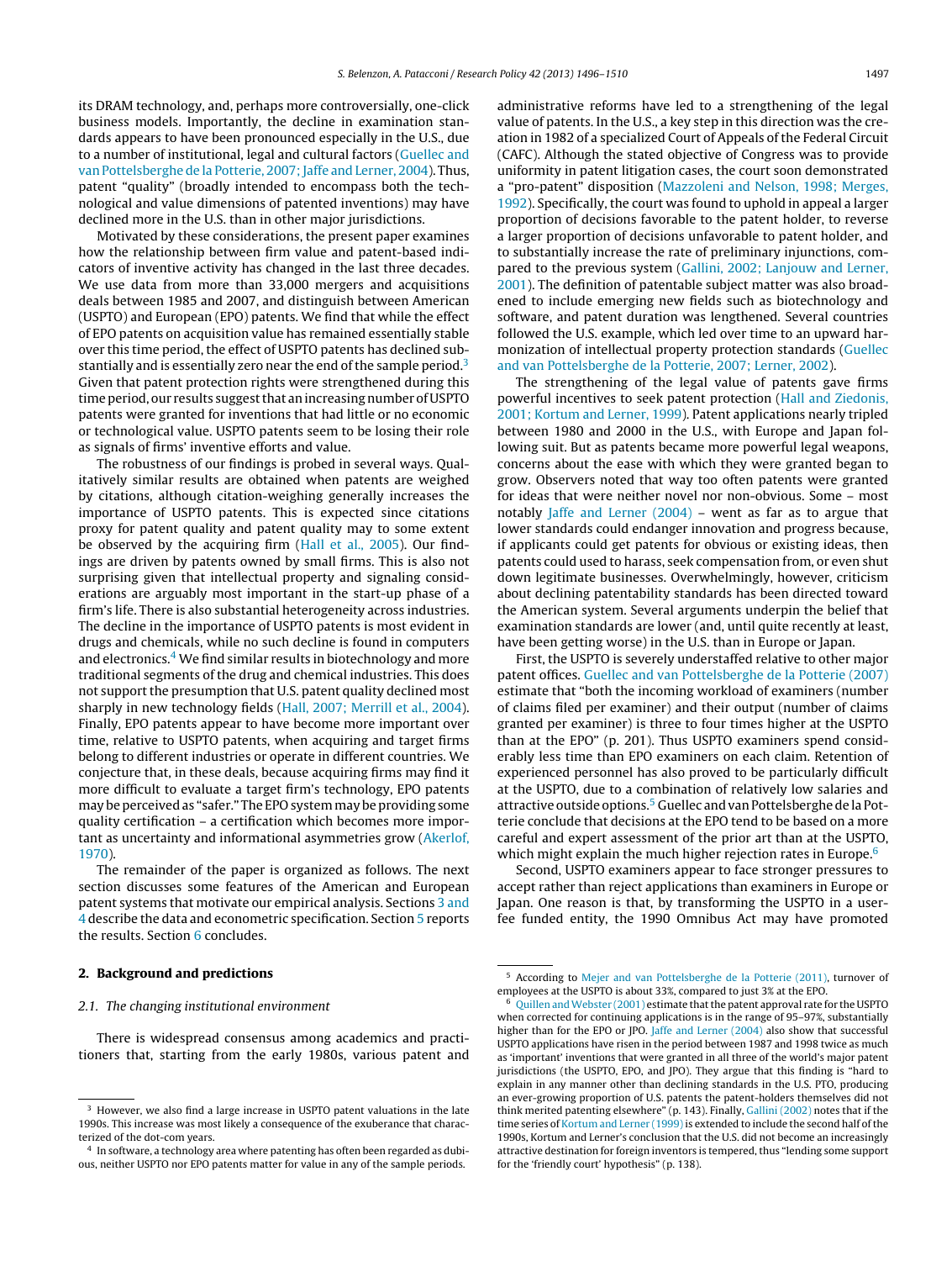its DRAM technology, and, perhaps more controversially, one-click business models. Importantly, the decline in examination standards appears to have been pronounced especially in the U.S., due to a number of institutional, legal and cultural factors (Guellec and van Pottelsberghe de la Potterie, 2007; Jaffe and Lerner, 2004). Thus, patent "quality" (broadly intended to encompass both the technological and value dimensions of patented inventions) may have declined more in the U.S. than in other major jurisdictions.

Motivated by these considerations, the present paper examines how the relationship between firm value and patent-based indicators of inventive activity has changed in the last three decades. We use data from more than 33,000 mergers and acquisitions deals between 1985 and 2007, and distinguish between American (USPTO) and European (EPO) patents. We find that while the effect of EPO patents on acquisition value has remained essentially stable over this time period, the effect of USPTO patents has declined substantially and is essentially zero near the end of the sample period.[3] Given that patent protection rights were strengthened during this time period, our results suggest that an increasing number of USPTO patents were granted for inventions that had little or no economic or technological value. USPTO patents seem to be losing their role as signals of firms' inventive efforts and value.

The robustness of our findings is probed in several ways. Qualitatively similar results are obtained when patents are weighed by citations, although citation-weighing generally increases the importance of USPTO patents. This is expected since citations proxy for patent quality and patent quality may to some extent be observed by the acquiring firm (Hall et al., 2005). Our findings are driven by patents owned by small firms. This is also not surprising given that intellectual property and signaling considerations are arguably most important in the start-up phase of a firm's life. There is also substantial heterogeneity across industries. The decline in the importance of USPTO patents is most evident in drugs and chemicals, while no such decline is found in computers and electronics.[4] We find similar results in biotechnology and more traditional segments of the drug and chemical industries. This does not support the presumption that U.S. patent quality declined most sharply in new technology fields (Hall, 2007; Merrill et al., 2004). Finally, EPO patents appear to have become more important over time, relative to USPTO patents, when acquiring and target firms belong to different industries or operate in different countries. We conjecture that, in these deals, because acquiring firms may find it more difficult to evaluate a target firm's technology, EPO patents may be perceived as "safer." The EPO system may be providing some quality certification – a certification which becomes more important as uncertainty and informational asymmetries grow (Akerlof, 1970).

The remainder of the paper is organized as follows. The next section discusses some features of the American and European patent systems that motivate our empirical analysis. Sections 3 and 4 describe the data and econometric specification. Section 5 reports the results. Section 6 concludes.

## 2. Background and predictions

### 2.1. The changing institutional environment

There is widespread consensus among academics and practitioners that, starting from the early 1980s, various patent and administrative reforms have led to a strengthening of the legal value of patents. In the U.S., a key step in this direction was the creation in 1982 of a specialized Court of Appeals of the Federal Circuit (CAFC). Although the stated objective of Congress was to provide uniformity in patent litigation cases, the court soon demonstrated a "pro-patent" disposition (Mazzoleni and Nelson, 1998; Merges, 1992). Specifically, the court was found to uphold in appeal a larger proportion of decisions favorable to the patent holder, to reverse a larger proportion of decisions unfavorable to patent holder, and to substantially increase the rate of preliminary injunctions, compared to the previous system (Gallini, 2002; Lanjouw and Lerner, 2001). The definition of patentable subject matter was also broadened to include emerging new fields such as biotechnology and software, and patent duration was lengthened. Several countries followed the U.S. example, which led over time to an upward harmonization of intellectual property protection standards (Guellec and van Pottelsberghe de la Potterie, 2007; Lerner, 2002).

The strengthening of the legal value of patents gave firms powerful incentives to seek patent protection (Hall and Ziedonis, 2001; Kortum and Lerner, 1999). Patent applications nearly tripled between 1980 and 2000 in the U.S., with Europe and Japan following suit. But as patents became more powerful legal weapons, concerns about the ease with which they were granted began to grow. Observers noted that way too often patents were granted for ideas that were neither novel nor non-obvious. Some – most notably Jaffe and Lerner (2004) – went as far as to argue that lower standards could endanger innovation and progress because, if applicants could get patents for obvious or existing ideas, then patents could used to harass, seek compensation from, or even shut down legitimate businesses. Overwhelmingly, however, criticism about declining patentability standards has been directed toward the American system. Several arguments underpin the belief that examination standards are lower (and, until quite recently at least, have been getting worse) in the U.S. than in Europe or Japan.

First, the USPTO is severely understaffed relative to other major patent offices. Guellec and van Pottelsberghe de la Potterie (2007) estimate that "both the incoming workload of examiners (number of claims filed per examiner) and their output (number of claims granted per examiner) is three to four times higher at the USPTO than at the EPO" (p. 201). Thus USPTO examiners spend considerably less time than EPO examiners on each claim. Retention of experienced personnel has also proved to be particularly difficult at the USPTO, due to a combination of relatively low salaries and attractive outside options.[5] Guellec and van Pottelsberghe de la Potterie conclude that decisions at the EPO tend to be based on a more careful and expert assessment of the prior art than at the USPTO, which might explain the much higher rejection rates in Europe.[6]

Second, USPTO examiners appear to face stronger pressures to accept rather than reject applications than examiners in Europe or Japan. One reason is that, by transforming the USPTO in a user-fee funded entity, the 1990 Omnibus Act may have promoted

---

[3] However, we also find a large increase in USPTO patent valuations in the late 1990s. This increase was most likely a consequence of the exuberance that characterized of the dot-com years.

[4] In software, a technology area where patenting has often been regarded as dubious, neither USPTO nor EPO patents matter for value in any of the sample periods.

[5] According to Mejer and van Pottelsberghe de la Potterie (2011), turnover of employees at the USPTO is about 33%, compared to just 3% at the EPO.

[6] Quillen and Webster (2001) estimate that the patent approval rate for the USPTO when corrected for continuing applications is in the range of 95–97%, substantially higher than for the EPO or JPO. Jaffe and Lerner (2004) also show that successful USPTO applications have risen in the period between 1987 and 1998 twice as much as 'important' inventions that were granted in all three of the world's major patent jurisdictions (the USPTO, EPO, and JPO). They argue that this finding is "hard to explain in any manner other than declining standards in the U.S. PTO, producing an ever-growing proportion of U.S. patents the patent-holders themselves did not think merited patenting elsewhere" (p. 143). Finally, Gallini (2002) notes that if the time series of Kortum and Lerner (1999) is extended to include the second half of the 1990s, Kortum and Lerner's conclusion that the U.S. did not become an increasingly attractive destination for foreign inventors is tempered, thus "lending some support for the 'friendly court' hypothesis" (p. 138).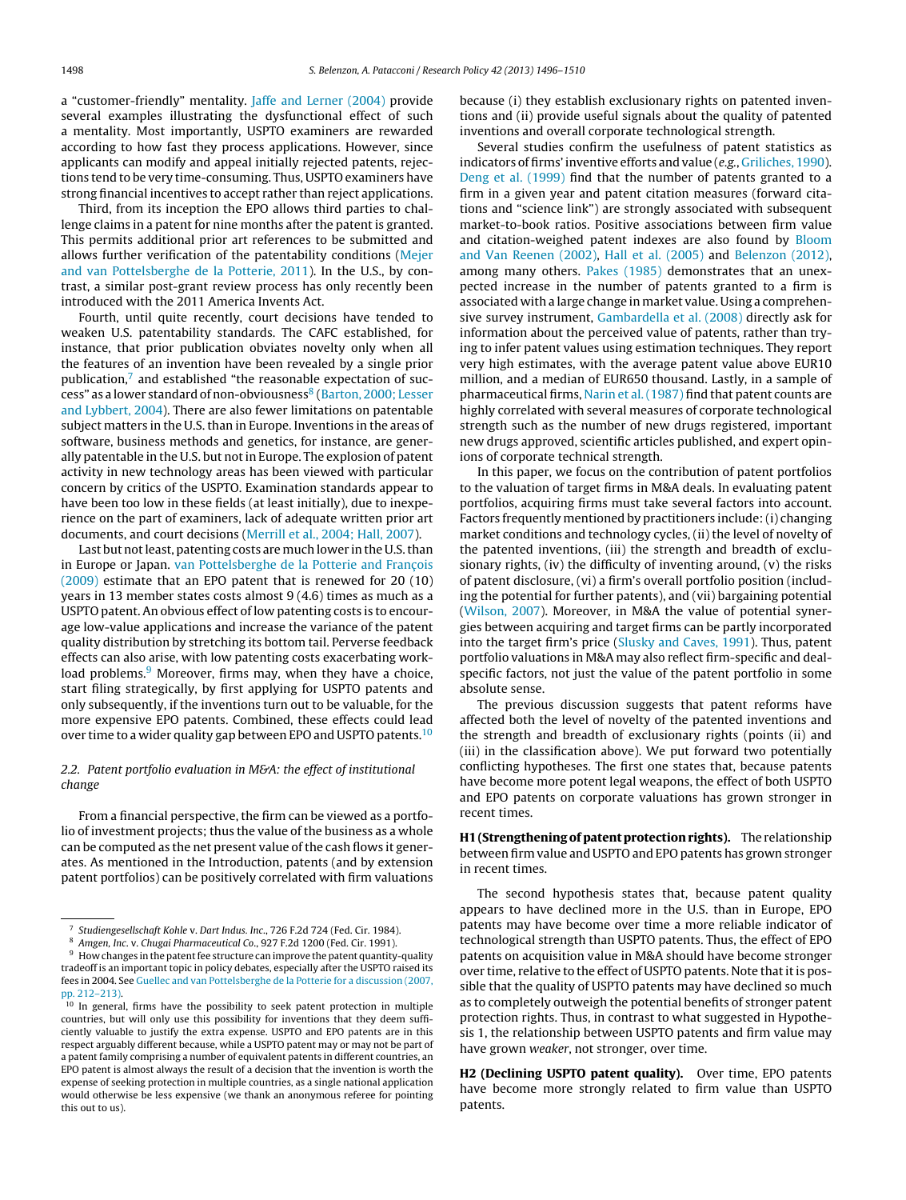a "customer-friendly" mentality. Jaffe and Lerner (2004) provide several examples illustrating the dysfunctional effect of such a mentality. Most importantly, USPTO examiners are rewarded according to how fast they process applications. However, since applicants can modify and appeal initially rejected patents, rejections tend to be very time-consuming. Thus, USPTO examiners have strong financial incentives to accept rather than reject applications.

Third, from its inception the EPO allows third parties to challenge claims in a patent for nine months after the patent is granted. This permits additional prior art references to be submitted and allows further verification of the patentability conditions (Mejer and van Pottelsberghe de la Potterie, 2011). In the U.S., by contrast, a similar post-grant review process has only recently been introduced with the 2011 America Invents Act.

Fourth, until quite recently, court decisions have tended to weaken U.S. patentability standards. The CAFC established, for instance, that prior publication obviates novelty only when all the features of an invention have been revealed by a single prior publication,[7] and established "the reasonable expectation of success" as a lower standard of non-obviousness[8] (Barton, 2000; Lesser and Lybbert, 2004). There are also fewer limitations on patentable subject matters in the U.S. than in Europe. Inventions in the areas of software, business methods and genetics, for instance, are generally patentable in the U.S. but not in Europe. The explosion of patent activity in new technology areas has been viewed with particular concern by critics of the USPTO. Examination standards appear to have been too low in these fields (at least initially), due to inexperience on the part of examiners, lack of adequate written prior art documents, and court decisions (Merrill et al., 2004; Hall, 2007).

Last but not least, patenting costs are much lower in the U.S. than in Europe or Japan. van Pottelsberghe de la Potterie and François (2009) estimate that an EPO patent that is renewed for 20 (10) years in 13 member states costs almost 9 (4.6) times as much as a USPTO patent. An obvious effect of low patenting costs is to encourage low-value applications and increase the variance of the patent quality distribution by stretching its bottom tail. Perverse feedback effects can also arise, with low patenting costs exacerbating workload problems.[9] Moreover, firms may, when they have a choice, start filing strategically, by first applying for USPTO patents and only subsequently, if the inventions turn out to be valuable, for the more expensive EPO patents. Combined, these effects could lead over time to a wider quality gap between EPO and USPTO patents.[10]

### 2.2. Patent portfolio evaluation in M&A: the effect of institutional change

From a financial perspective, the firm can be viewed as a portfolio of investment projects; thus the value of the business as a whole can be computed as the net present value of the cash flows it generates. As mentioned in the Introduction, patents (and by extension patent portfolios) can be positively correlated with firm valuations because (i) they establish exclusionary rights on patented inventions and (ii) provide useful signals about the quality of patented inventions and overall corporate technological strength.

Several studies confirm the usefulness of patent statistics as indicators of firms' inventive efforts and value (*e.g.*, Griliches, 1990). Deng et al. (1999) find that the number of patents granted to a firm in a given year and patent citation measures (forward citations and "science link") are strongly associated with subsequent market-to-book ratios. Positive associations between firm value and citation-weighed patent indexes are also found by Bloom and Van Reenen (2002), Hall et al. (2005) and Belenzon (2012), among many others. Pakes (1985) demonstrates that an unexpected increase in the number of patents granted to a firm is associated with a large change in market value. Using a comprehensive survey instrument, Gambardella et al. (2008) directly ask for information about the perceived value of patents, rather than trying to infer patent values using estimation techniques. They report very high estimates, with the average patent value above EUR10 million, and a median of EUR650 thousand. Lastly, in a sample of pharmaceutical firms, Narin et al. (1987) find that patent counts are highly correlated with several measures of corporate technological strength such as the number of new drugs registered, important new drugs approved, scientific articles published, and expert opinions of corporate technical strength.

In this paper, we focus on the contribution of patent portfolios to the valuation of target firms in M&A deals. In evaluating patent portfolios, acquiring firms must take several factors into account. Factors frequently mentioned by practitioners include: (i) changing market conditions and technology cycles, (ii) the level of novelty of the patented inventions, (iii) the strength and breadth of exclusionary rights, (iv) the difficulty of inventing around, (v) the risks of patent disclosure, (vi) a firm's overall portfolio position (including the potential for further patents), and (vii) bargaining potential (Wilson, 2007). Moreover, in M&A the value of potential synergies between acquiring and target firms can be partly incorporated into the target firm's price (Slusky and Caves, 1991). Thus, patent portfolio valuations in M&A may also reflect firm-specific and deal-specific factors, not just the value of the patent portfolio in some absolute sense.

The previous discussion suggests that patent reforms have affected both the level of novelty of the patented inventions and the strength and breadth of exclusionary rights (points (ii) and (iii) in the classification above). We put forward two potentially conflicting hypotheses. The first one states that, because patents have become more potent legal weapons, the effect of both USPTO and EPO patents on corporate valuations has grown stronger in recent times.

**H1 (Strengthening of patent protection rights).** The relationship between firm value and USPTO and EPO patents has grown stronger in recent times.

The second hypothesis states that, because patent quality appears to have declined more in the U.S. than in Europe, EPO patents may have become over time a more reliable indicator of technological strength than USPTO patents. Thus, the effect of EPO patents on acquisition value in M&A should have become stronger over time, relative to the effect of USPTO patents. Note that it is possible that the quality of USPTO patents may have declined so much as to completely outweigh the potential benefits of stronger patent protection rights. Thus, in contrast to what suggested in Hypothesis 1, the relationship between USPTO patents and firm value may have grown *weaker*, not stronger, over time.

**H2 (Declining USPTO patent quality).** Over time, EPO patents have become more strongly related to firm value than USPTO patents.

---

[7] *Studiengesellschaft Kohle* v. *Dart Indus. Inc.*, 726 F.2d 724 (Fed. Cir. 1984).

[8] *Amgen, Inc.* v. *Chugai Pharmaceutical Co.*, 927 F.2d 1200 (Fed. Cir. 1991).

[9] How changes in the patent fee structure can improve the patent quantity-quality tradeoff is an important topic in policy debates, especially after the USPTO raised its fees in 2004. See Guellec and van Pottelsberghe de la Potterie for a discussion (2007, pp. 212–213).

[10] In general, firms have the possibility to seek patent protection in multiple countries, but will only use this possibility for inventions that they deem sufficiently valuable to justify the extra expense. USPTO and EPO patents are in this respect arguably different because, while a USPTO patent may or may not be part of a patent family comprising a number of equivalent patents in different countries, an EPO patent is almost always the result of a decision that the invention is worth the expense of seeking protection in multiple countries, as a single national application would otherwise be less expensive (we thank an anonymous referee for pointing this out to us).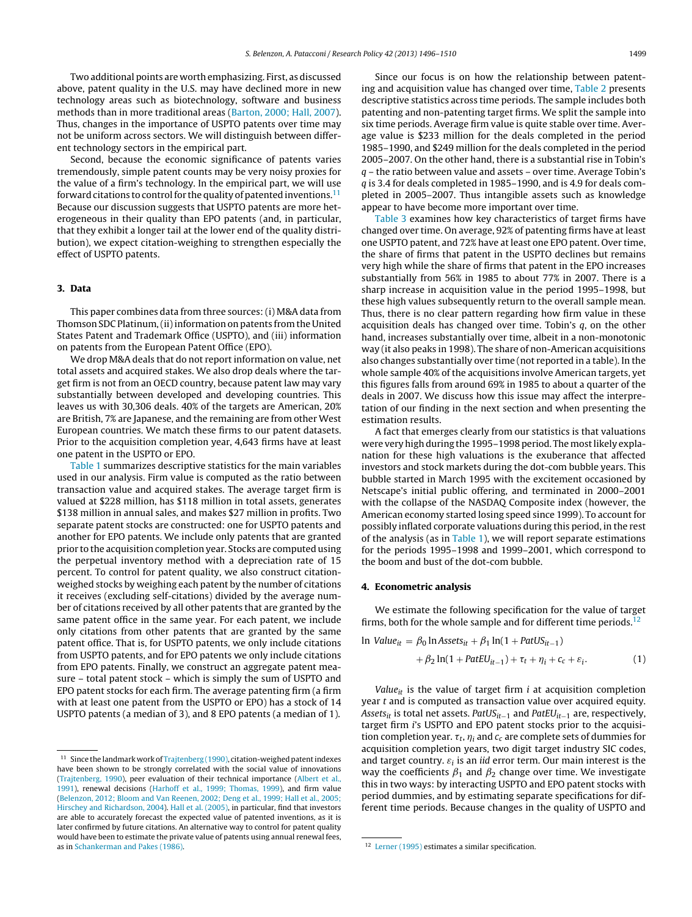Two additional points are worth emphasizing. First, as discussed above, patent quality in the U.S. may have declined more in new technology areas such as biotechnology, software and business methods than in more traditional areas (Barton, 2000; Hall, 2007). Thus, changes in the importance of USPTO patents over time may not be uniform across sectors. We will distinguish between different technology sectors in the empirical part.

Second, because the economic significance of patents varies tremendously, simple patent counts may be very noisy proxies for the value of a firm's technology. In the empirical part, we will use forward citations to control for the quality of patented inventions.[11] Because our discussion suggests that USPTO patents are more heterogeneous in their quality than EPO patents (and, in particular, that they exhibit a longer tail at the lower end of the quality distribution), we expect citation-weighing to strengthen especially the effect of USPTO patents.

## 3. Data

This paper combines data from three sources: (i) M&A data from Thomson SDC Platinum, (ii) information on patents from the United States Patent and Trademark Office (USPTO), and (iii) information on patents from the European Patent Office (EPO).

We drop M&A deals that do not report information on value, net total assets and acquired stakes. We also drop deals where the target firm is not from an OECD country, because patent law may vary substantially between developed and developing countries. This leaves us with 30,306 deals. 40% of the targets are American, 20% are British, 7% are Japanese, and the remaining are from other West European countries. We match these firms to our patent datasets. Prior to the acquisition completion year, 4,643 firms have at least one patent in the USPTO or EPO.

Table 1 summarizes descriptive statistics for the main variables used in our analysis. Firm value is computed as the ratio between transaction value and acquired stakes. The average target firm is valued at $228 million, has $118 million in total assets, generates $138 million in annual sales, and makes $27 million in profits. Two separate patent stocks are constructed: one for USPTO patents and another for EPO patents. We include only patents that are granted prior to the acquisition completion year. Stocks are computed using the perpetual inventory method with a depreciation rate of 15 percent. To control for patent quality, we also construct citation-weighed stocks by weighing each patent by the number of citations it receives (excluding self-citations) divided by the average number of citations received by all other patents that are granted by the same patent office in the same year. For each patent, we include only citations from other patents that are granted by the same patent office. That is, for USPTO patents, we only include citations from USPTO patents, and for EPO patents we only include citations from EPO patents. Finally, we construct an aggregate patent measure – total patent stock – which is simply the sum of USPTO and EPO patent stocks for each firm. The average patenting firm (a firm with at least one patent from the USPTO or EPO) has a stock of 14 USPTO patents (a median of 3), and 8 EPO patents (a median of 1).

Since our focus is on how the relationship between patenting and acquisition value has changed over time, Table 2 presents descriptive statistics across time periods. The sample includes both patenting and non-patenting target firms. We split the sample into six time periods. Average firm value is quite stable over time. Average value is $233 million for the deals completed in the period 1985–1990, and $249 million for the deals completed in the period 2005–2007. On the other hand, there is a substantial rise in Tobin's $q$ – the ratio between value and assets – over time. Average Tobin's $q$ is 3.4 for deals completed in 1985–1990, and is 4.9 for deals completed in 2005–2007. Thus intangible assets such as knowledge appear to have become more important over time.

Table 3 examines how key characteristics of target firms have changed over time. On average, 92% of patenting firms have at least one USPTO patent, and 72% have at least one EPO patent. Over time, the share of firms that patent in the USPTO declines but remains very high while the share of firms that patent in the EPO increases substantially from 56% in 1985 to about 77% in 2007. There is a sharp increase in acquisition value in the period 1995–1998, but these high values subsequently return to the overall sample mean. Thus, there is no clear pattern regarding how firm value in these acquisition deals has changed over time. Tobin's $q$, on the other hand, increases substantially over time, albeit in a non-monotonic way (it also peaks in 1998). The share of non-American acquisitions also changes substantially over time (not reported in a table). In the whole sample 40% of the acquisitions involve American targets, yet this figures falls from around 69% in 1985 to about a quarter of the deals in 2007. We discuss how this issue may affect the interpretation of our finding in the next section and when presenting the estimation results.

A fact that emerges clearly from our statistics is that valuations were very high during the 1995–1998 period. The most likely explanation for these high valuations is the exuberance that affected investors and stock markets during the dot-com bubble years. This bubble started in March 1995 with the excitement occasioned by Netscape's initial public offering, and terminated in 2000–2001 with the collapse of the NASDAQ Composite index (however, the American economy started losing speed since 1999). To account for possibly inflated corporate valuations during this period, in the rest of the analysis (as in Table 1), we will report separate estimations for the periods 1995–1998 and 1999–2001, which correspond to the boom and bust of the dot-com bubble.

## 4. Econometric analysis

We estimate the following specification for the value of target firms, both for the whole sample and for different time periods.[12]

$$\ln Value_{it} = \beta_0 \ln Assets_{it} + \beta_1 \ln(1 + PatUS_{it-1}) + \beta_2 \ln(1 + PatEU_{it-1}) + \tau_t + \eta_i + c_c + \varepsilon_i. \quad (1)$$

$Value_{it}$ is the value of target firm $i$ at acquisition completion year $t$ and is computed as transaction value over acquired equity. $Assets_{it}$ is total net assets. $PatUS_{it-1}$ and $PatEU_{it-1}$ are, respectively, target firm $i$'s USPTO and EPO patent stocks prior to the acquisition completion year. $\tau_t$, $\eta_i$ and $c_c$ are complete sets of dummies for acquisition completion years, two digit target industry SIC codes, and target country. $\varepsilon_i$ is an *iid* error term. Our main interest is the way the coefficients $\beta_1$ and $\beta_2$ change over time. We investigate this in two ways: by interacting USPTO and EPO patent stocks with period dummies, and by estimating separate specifications for different time periods. Because changes in the quality of USPTO and

---

[11] Since the landmark work of Trajtenberg (1990), citation-weighed patent indexes have been shown to be strongly correlated with the social value of innovations (Trajtenberg, 1990), peer evaluation of their technical importance (Albert et al., 1991), renewal decisions (Harhoff et al., 1999; Thomas, 1999), and firm value (Belenzon, 2012; Bloom and Van Reenen, 2002; Deng et al., 1999; Hall et al., 2005; Hirschey and Richardson, 2004). Hall et al. (2005) in particular, find that investors are able to accurately forecast the expected value of patented inventions, as it is later confirmed by future citations. An alternative way to control for patent quality would have been to estimate the private value of patents using annual renewal fees, as in Schankerman and Pakes (1986).

[12] Lerner (1995) estimates a similar specification.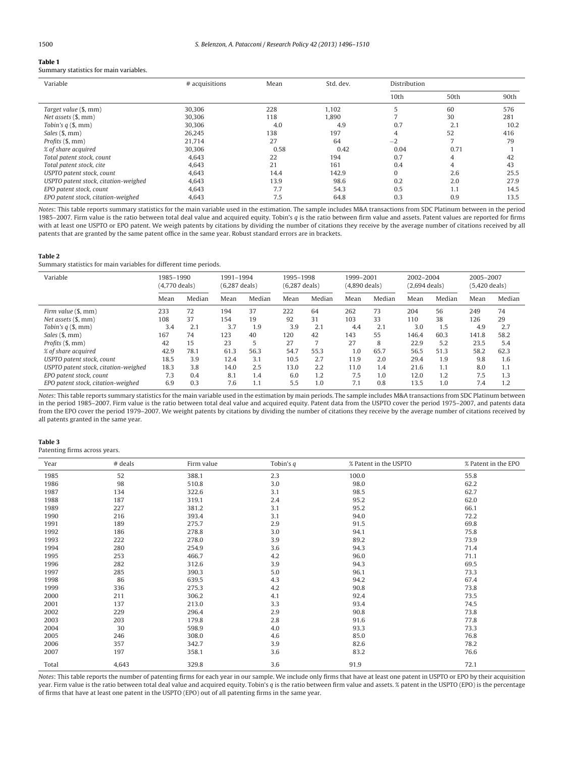**Table 1**

Summary statistics for main variables.

| Variable | # acquisitions | Mean | Std. dev. | Distribution | | |
|---|---|---|---|---|---|---|
| | | | | 10th | 50th | 90th |
| *Target value* ($, mm) | 30,306 | 228 | 1,102 | 5 | 60 | 576 |
| *Net assets* ($, mm) | 30,306 | 118 | 1,890 | 7 | 30 | 281 |
| *Tobin's q* ($, mm) | 30,306 | 4.0 | 4.9 | 0.7 | 2.1 | 10.2 |
| *Sales* ($, mm) | 26,245 | 138 | 197 | 4 | 52 | 416 |
| *Profits* ($, mm) | 21,714 | 27 | 64 | −2 | 7 | 79 |
| *% of share acquired* | 30,306 | 0.58 | 0.42 | 0.04 | 0.71 | 1 |
| *Total patent stock, count* | 4,643 | 22 | 194 | 0.7 | 4 | 42 |
| *Total patent stock, cite* | 4,643 | 21 | 161 | 0.4 | 4 | 43 |
| *USPTO patent stock, count* | 4,643 | 14.4 | 142.9 | 0 | 2.6 | 25.5 |
| *USPTO patent stock, citation-weighed* | 4,643 | 13.9 | 98.6 | 0.2 | 2.0 | 27.9 |
| *EPO patent stock, count* | 4,643 | 7.7 | 54.3 | 0.5 | 1.1 | 14.5 |
| *EPO patent stock, citation-weighed* | 4,643 | 7.5 | 64.8 | 0.3 | 0.9 | 13.5 |

*Notes*: This table reports summary statistics for the main variable used in the estimation. The sample includes M&A transactions from SDC Platinum between in the period 1985–2007. Firm value is the ratio between total deal value and acquired equity. Tobin's *q* is the ratio between firm value and assets. Patent values are reported for firms with at least one USPTO or EPO patent. We weigh patents by citations by dividing the number of citations they receive by the average number of citations received by all patents that are granted by the same patent office in the same year. Robust standard errors are in brackets.

**Table 2**

Summary statistics for main variables for different time periods.

| Variable | 1985–1990 (4,770 deals) | | 1991–1994 (6,287 deals) | | 1995–1998 (6,287 deals) | | 1999–2001 (4,890 deals) | | 2002–2004 (2,694 deals) | | 2005–2007 (5,420 deals) | |
|---|---|---|---|---|---|---|---|---|---|---|---|---|
| | Mean | Median | Mean | Median | Mean | Median | Mean | Median | Mean | Median | Mean | Median |
| *Firm value* ($, mm) | 233 | 72 | 194 | 37 | 222 | 64 | 262 | 73 | 204 | 56 | 249 | 74 |
| *Net assets* ($, mm) | 108 | 37 | 154 | 19 | 92 | 31 | 103 | 33 | 110 | 38 | 126 | 29 |
| *Tobin's q* ($, mm) | 3.4 | 2.1 | 3.7 | 1.9 | 3.9 | 2.1 | 4.4 | 2.1 | 3.0 | 1.5 | 4.9 | 2.7 |
| *Sales* ($, mm) | 167 | 74 | 123 | 40 | 120 | 42 | 143 | 55 | 146.4 | 60.3 | 141.8 | 58.2 |
| *Profits* ($, mm) | 42 | 15 | 23 | 5 | 27 | 7 | 27 | 8 | 22.9 | 5.2 | 23.5 | 5.4 |
| *% of share acquired* | 42.9 | 78.1 | 61.3 | 56.3 | 54.7 | 55.3 | 1.0 | 65.7 | 56.5 | 51.3 | 58.2 | 62.3 |
| *USPTO patent stock, count* | 18.5 | 3.9 | 12.4 | 3.1 | 10.5 | 2.7 | 11.9 | 2.0 | 29.4 | 1.9 | 9.8 | 1.6 |
| *USPTO patent stock, citation-weighed* | 18.3 | 3.8 | 14.0 | 2.5 | 13.0 | 2.2 | 11.0 | 1.4 | 21.6 | 1.1 | 8.0 | 1.1 |
| *EPO patent stock, count* | 7.3 | 0.4 | 8.1 | 1.4 | 6.0 | 1.2 | 7.5 | 1.0 | 12.0 | 1.2 | 7.5 | 1.3 |
| *EPO patent stock, citation-weighed* | 6.9 | 0.3 | 7.6 | 1.1 | 5.5 | 1.0 | 7.1 | 0.8 | 13.5 | 1.0 | 7.4 | 1.2 |

*Notes*: This table reports summary statistics for the main variable used in the estimation by main periods. The sample includes M&A transactions from SDC Platinum between in the period 1985–2007. Firm value is the ratio between total deal value and acquired equity. Patent data from the USPTO cover the period 1975–2007, and patents data from the EPO cover the period 1979–2007. We weight patents by citations by dividing the number of citations they receive by the average number of citations received by all patents granted in the same year.

**Table 3**

Patenting firms across years.

| Year | # deals | Firm value | Tobin's *q* | % Patent in the USPTO | % Patent in the EPO |
|---|---|---|---|---|---|
| 1985 | 52 | 388.1 | 2.3 | 100.0 | 55.8 |
| 1986 | 98 | 510.8 | 3.0 | 98.0 | 62.2 |
| 1987 | 134 | 322.6 | 3.1 | 98.5 | 62.7 |
| 1988 | 187 | 319.1 | 2.4 | 95.2 | 62.0 |
| 1989 | 227 | 381.2 | 3.1 | 95.2 | 66.1 |
| 1990 | 216 | 393.4 | 3.1 | 94.0 | 72.2 |
| 1991 | 189 | 275.7 | 2.9 | 91.5 | 69.8 |
| 1992 | 186 | 278.8 | 3.0 | 94.1 | 75.8 |
| 1993 | 222 | 278.0 | 3.9 | 89.2 | 73.9 |
| 1994 | 280 | 254.9 | 3.6 | 94.3 | 71.4 |
| 1995 | 253 | 466.7 | 4.2 | 96.0 | 71.1 |
| 1996 | 282 | 312.6 | 3.9 | 94.3 | 69.5 |
| 1997 | 285 | 390.3 | 5.0 | 96.1 | 73.3 |
| 1998 | 86 | 639.5 | 4.3 | 94.2 | 67.4 |
| 1999 | 336 | 275.3 | 4.2 | 90.8 | 73.8 |
| 2000 | 211 | 306.2 | 4.1 | 92.4 | 73.5 |
| 2001 | 137 | 213.0 | 3.3 | 93.4 | 74.5 |
| 2002 | 229 | 296.4 | 2.9 | 90.8 | 73.8 |
| 2003 | 203 | 179.8 | 2.8 | 91.6 | 77.8 |
| 2004 | 30 | 598.9 | 4.0 | 93.3 | 73.3 |
| 2005 | 246 | 308.0 | 4.6 | 85.0 | 76.8 |
| 2006 | 357 | 342.7 | 3.9 | 82.6 | 78.2 |
| 2007 | 197 | 358.1 | 3.6 | 83.2 | 76.6 |
| Total | 4,643 | 329.8 | 3.6 | 91.9 | 72.1 |

*Notes*: This table reports the number of patenting firms for each year in our sample. We include only firms that have at least one patent in USPTO or EPO by their acquisition year. Firm value is the ratio between total deal value and acquired equity. Tobin's *q* is the ratio between firm value and assets. % patent in the USPTO (EPO) is the percentage of firms that have at least one patent in the USPTO (EPO) out of all patenting firms in the same year.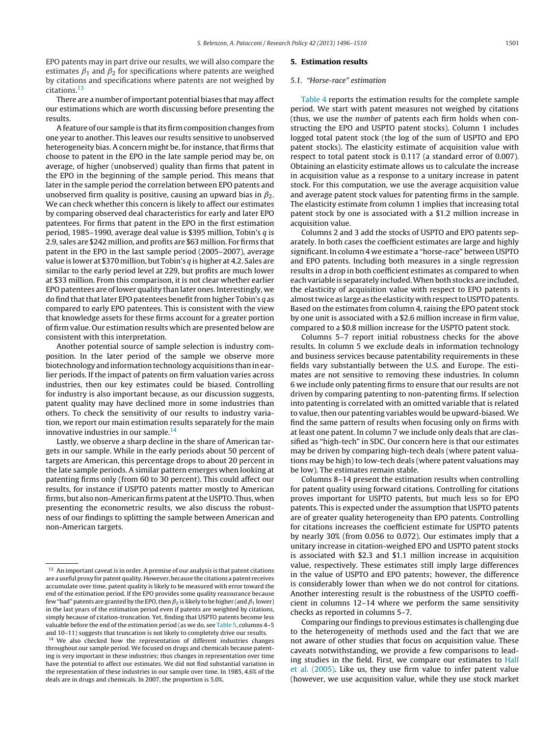EPO patents may in part drive our results, we will also compare the estimates $\beta_1$ and $\beta_2$ for specifications where patents are weighed by citations and specifications where patents are not weighed by citations.[13]

There are a number of important potential biases that may affect our estimations which are worth discussing before presenting the results.

A feature of our sample is that its firm composition changes from one year to another. This leaves our results sensitive to unobserved heterogeneity bias. A concern might be, for instance, that firms that choose to patent in the EPO in the late sample period may be, on average, of higher (unobserved) quality than firms that patent in the EPO in the beginning of the sample period. This means that later in the sample period the correlation between EPO patents and unobserved firm quality is positive, causing an upward bias in $\beta_2$. We can check whether this concern is likely to affect our estimates by comparing observed deal characteristics for early and later EPO patentees. For firms that patent in the EPO in the first estimation period, 1985–1990, average deal value is \$395 million, Tobin's $q$ is 2.9, sales are \$242 million, and profits are \$63 million. For firms that patent in the EPO in the last sample period (2005–2007), average value is lower at \$370 million, but Tobin's $q$ is higher at 4.2. Sales are similar to the early period level at 229, but profits are much lower at \$33 million. From this comparison, it is not clear whether earlier EPO patentees are of lower quality than later ones. Interestingly, we do find that that later EPO patentees benefit from higher Tobin's $q$ as compared to early EPO patentees. This is consistent with the view that knowledge assets for these firms account for a greater portion of firm value. Our estimation results which are presented below are consistent with this interpretation.

Another potential source of sample selection is industry composition. In the later period of the sample we observe more biotechnology and information technology acquisitions than in earlier periods. If the impact of patents on firm valuation varies across industries, then our key estimates could be biased. Controlling for industry is also important because, as our discussion suggests, patent quality may have declined more in some industries than others. To check the sensitivity of our results to industry variation, we report our main estimation results separately for the main innovative industries in our sample.[14]

Lastly, we observe a sharp decline in the share of American targets in our sample. While in the early periods about 50 percent of targets are American, this percentage drops to about 20 percent in the late sample periods. A similar pattern emerges when looking at patenting firms only (from 60 to 30 percent). This could affect our results, for instance if USPTO patents matter mostly to American firms, but also non-American firms patent at the USPTO. Thus, when presenting the econometric results, we also discuss the robustness of our findings to splitting the sample between American and non-American targets.

[13] An important caveat is in order. A premise of our analysis is that patent citations are a useful proxy for patent quality. However, because the citations a patent receives accumulate over time, patent quality is likely to be measured with error toward the end of the estimation period. If the EPO provides some quality reassurance because few "bad" patents are granted by the EPO, then $\beta_2$ is likely to be higher (and $\beta_1$ lower) in the last years of the estimation period even if patents are weighted by citations, simply because of citation-truncation. Yet, finding that USPTO patents become less valuable before the end of the estimation period (as we do, see Table 5, columns 4–5 and 10–11) suggests that truncation is not likely to completely drive our results.

[14] We also checked how the representation of different industries changes throughout our sample period. We focused on drugs and chemicals because patenting is very important in these industries; thus changes in representation over time have the potential to affect our estimates. We did not find substantial variation in the representation of these industries in our sample over time. In 1985, 4.6% of the deals are in drugs and chemicals. In 2007, the proportion is 5.0%.

## 5. Estimation results

### 5.1. "Horse-race" estimation

Table 4 reports the estimation results for the complete sample period. We start with patent measures not weighed by citations (thus, we use the *number* of patents each firm holds when constructing the EPO and USPTO patent stocks). Column 1 includes logged total patent stock (the log of the sum of USPTO and EPO patent stocks). The elasticity estimate of acquisition value with respect to total patent stock is 0.117 (a standard error of 0.007). Obtaining an elasticity estimate allows us to calculate the increase in acquisition value as a response to a unitary increase in patent stock. For this computation, we use the average acquisition value and average patent stock values for patenting firms in the sample. The elasticity estimate from column 1 implies that increasing total patent stock by one is associated with a \$1.2 million increase in acquisition value.

Columns 2 and 3 add the stocks of USPTO and EPO patents separately. In both cases the coefficient estimates are large and highly significant. In column 4 we estimate a "horse-race" between USPTO and EPO patents. Including both measures in a single regression results in a drop in both coefficient estimates as compared to when each variable is separately included. When both stocks are included, the elasticity of acquisition value with respect to EPO patents is almost twice as large as the elasticity with respect to USPTO patents. Based on the estimates from column 4, raising the EPO patent stock by one unit is associated with a \$2.6 million increase in firm value, compared to a \$0.8 million increase for the USPTO patent stock.

Columns 5–7 report initial robustness checks for the above results. In column 5 we exclude deals in information technology and business services because patentability requirements in these fields vary substantially between the U.S. and Europe. The estimates are not sensitive to removing these industries. In column 6 we include only patenting firms to ensure that our results are not driven by comparing patenting to non-patenting firms. If selection into patenting is correlated with an omitted variable that is related to value, then our patenting variables would be upward-biased. We find the same pattern of results when focusing only on firms with at least one patent. In column 7 we include only deals that are classified as "high-tech" in SDC. Our concern here is that our estimates may be driven by comparing high-tech deals (where patent valuations may be high) to low-tech deals (where patent valuations may be low). The estimates remain stable.

Columns 8–14 present the estimation results when controlling for patent quality using forward citations. Controlling for citations proves important for USPTO patents, but much less so for EPO patents. This is expected under the assumption that USPTO patents are of greater quality heterogeneity than EPO patents. Controlling for citations increases the coefficient estimate for USPTO patents by nearly 30% (from 0.056 to 0.072). Our estimates imply that a unitary increase in citation-weighed EPO and USPTO patent stocks is associated with \$2.3 and \$1.1 million increase in acquisition value, respectively. These estimates still imply large differences in the value of USPTO and EPO patents; however, the difference is considerably lower than when we do not control for citations. Another interesting result is the robustness of the USPTO coefficient in columns 12–14 where we perform the same sensitivity checks as reported in columns 5–7.

Comparing our findings to previous estimates is challenging due to the heterogeneity of methods used and the fact that we are not aware of other studies that focus on acquisition value. These caveats notwithstanding, we provide a few comparisons to leading studies in the field. First, we compare our estimates to Hall et al. (2005). Like us, they use firm value to infer patent value (however, we use acquisition value, while they use stock market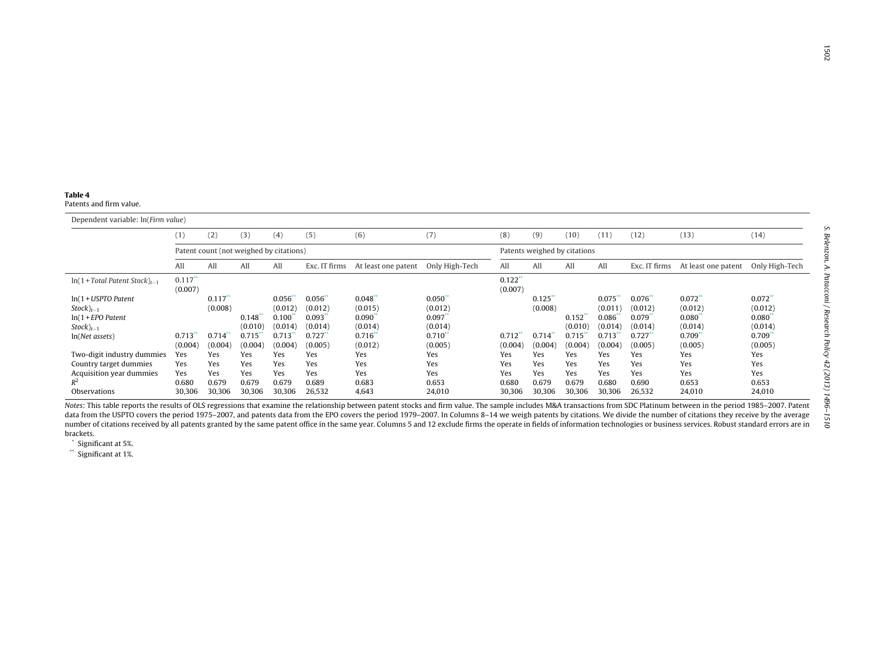**Table 4**
Patents and firm value.

| Dependent variable: ln(*Firm value*) | | | | | | | | | | | | | | |
|---|---|---|---|---|---|---|---|---|---|---|---|---|---|---|
| | (1) | (2) | (3) | (4) | (5) | (6) | (7) | (8) | (9) | (10) | (11) | (12) | (13) | (14) |
| | Patent count (not weighed by citations) | | | | | | | Patents weighed by citations | | | | | | |
| | All | All | All | All | Exc. IT firms | At least one patent | Only High-Tech | All | All | All | All | Exc. IT firms | At least one patent | Only High-Tech |
| ln(1 + *Total Patent Stock*)$_{t-1}$ | 0.117** (0.007) | | | | | | | 0.122** (0.007) | | | | | | |
| ln(1 + *USPTO Patent Stock*)$_{t-1}$ | | 0.117** (0.008) | | 0.056** (0.012) | 0.056** (0.012) | 0.048** (0.015) | 0.050** (0.012) | | 0.125** (0.008) | | 0.075** (0.011) | 0.076** (0.012) | 0.072** (0.012) | 0.072** (0.012) |
| ln(1 + *EPO Patent Stock*)$_{t-1}$ | | | 0.148** (0.010) | 0.100** (0.014) | 0.093** (0.014) | 0.090** (0.014) | 0.097** (0.014) | | | 0.152** (0.010) | 0.086** (0.014) | 0.079** (0.014) | 0.080** (0.014) | 0.080** (0.014) |
| ln(*Net assets*) | 0.713** (0.004) | 0.714** (0.004) | 0.715** (0.004) | 0.713** (0.004) | 0.727** (0.005) | 0.716** (0.012) | 0.710** (0.005) | 0.712** (0.004) | 0.714** (0.004) | 0.715** (0.004) | 0.713** (0.004) | 0.727** (0.005) | 0.709** (0.005) | 0.709** (0.005) |
| Two-digit industry dummies | Yes | Yes | Yes | Yes | Yes | Yes | Yes | Yes | Yes | Yes | Yes | Yes | Yes | Yes |
| Country target dummies | Yes | Yes | Yes | Yes | Yes | Yes | Yes | Yes | Yes | Yes | Yes | Yes | Yes | Yes |
| Acquisition year dummies | Yes | Yes | Yes | Yes | Yes | Yes | Yes | Yes | Yes | Yes | Yes | Yes | Yes | Yes |
| $R^2$ | 0.680 | 0.679 | 0.679 | 0.679 | 0.689 | 0.683 | 0.653 | 0.680 | 0.679 | 0.679 | 0.680 | 0.690 | 0.653 | 0.653 |
| Observations | 30,306 | 30,306 | 30,306 | 30,306 | 26,532 | 4,643 | 24,010 | 30,306 | 30,306 | 30,306 | 30,306 | 26,532 | 24,010 | 24,010 |

*Notes*: This table reports the results of OLS regressions that examine the relationship between patent stocks and firm value. The sample includes M&A transactions from SDC Platinum between in the period 1985–2007. Patent data from the USPTO covers the period 1975–2007, and patents data from the EPO covers the period 1979–2007. In Columns 8–14 we weigh patents by citations. We divide the number of citations they receive by the average number of citations received by all patents granted by the same patent office in the same year. Columns 5 and 12 exclude firms the operate in fields of information technologies or business services. Robust standard errors are in brackets.

\* Significant at 5%.

\*\* Significant at 1%.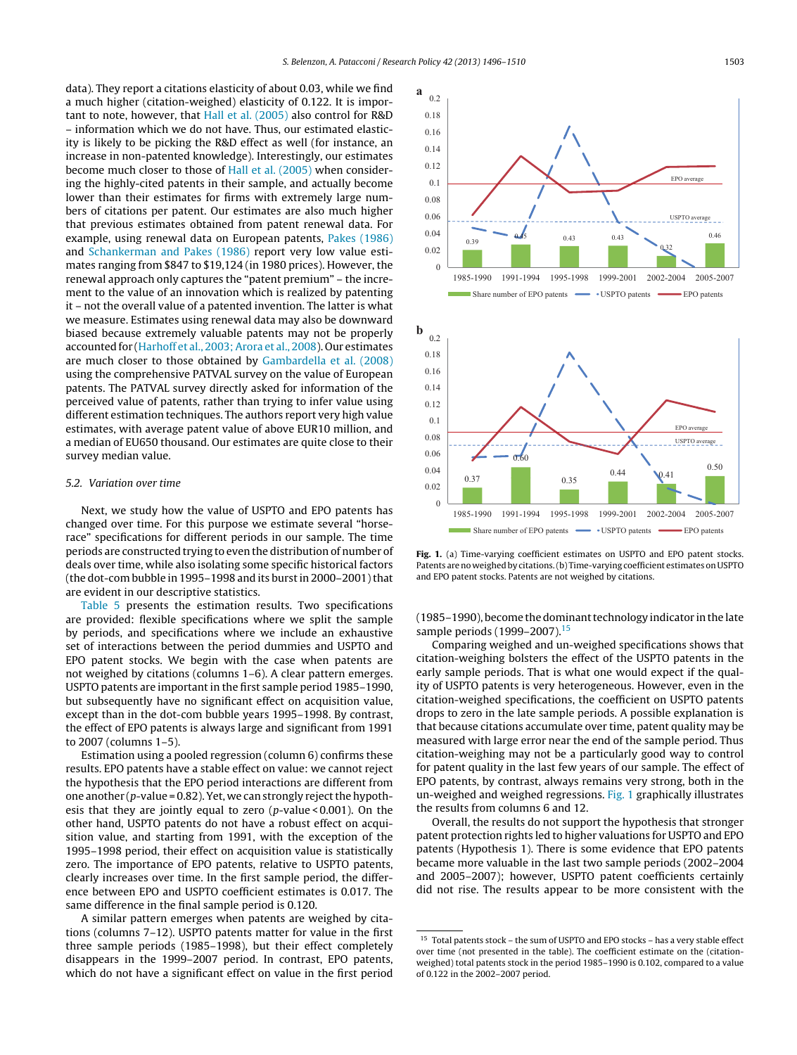data). They report a citations elasticity of about 0.03, while we find a much higher (citation-weighed) elasticity of 0.122. It is important to note, however, that Hall et al. (2005) also control for R&D – information which we do not have. Thus, our estimated elasticity is likely to be picking the R&D effect as well (for instance, an increase in non-patented knowledge). Interestingly, our estimates become much closer to those of Hall et al. (2005) when considering the highly-cited patents in their sample, and actually become lower than their estimates for firms with extremely large numbers of citations per patent. Our estimates are also much higher that previous estimates obtained from patent renewal data. For example, using renewal data on European patents, Pakes (1986) and Schankerman and Pakes (1986) report very low value estimates ranging from $847 to $19,124 (in 1980 prices). However, the renewal approach only captures the "patent premium" – the increment to the value of an innovation which is realized by patenting it – not the overall value of a patented invention. The latter is what we measure. Estimates using renewal data may also be downward biased because extremely valuable patents may not be properly accounted for (Harhoff et al., 2003; Arora et al., 2008). Our estimates are much closer to those obtained by Gambardella et al. (2008) using the comprehensive PATVAL survey on the value of European patents. The PATVAL survey directly asked for information of the perceived value of patents, rather than trying to infer value using different estimation techniques. The authors report very high value estimates, with average patent value of above EUR10 million, and a median of EU650 thousand. Our estimates are quite close to their survey median value.

### 5.2. Variation over time

Next, we study how the value of USPTO and EPO patents has changed over time. For this purpose we estimate several "horse-race" specifications for different periods in our sample. The time periods are constructed trying to even the distribution of number of deals over time, while also isolating some specific historical factors (the dot-com bubble in 1995–1998 and its burst in 2000–2001) that are evident in our descriptive statistics.

Table 5 presents the estimation results. Two specifications are provided: flexible specifications where we split the sample by periods, and specifications where we include an exhaustive set of interactions between the period dummies and USPTO and EPO patent stocks. We begin with the case when patents are not weighed by citations (columns 1–6). A clear pattern emerges. USPTO patents are important in the first sample period 1985–1990, but subsequently have no significant effect on acquisition value, except than in the dot-com bubble years 1995–1998. By contrast, the effect of EPO patents is always large and significant from 1991 to 2007 (columns 1–5).

Estimation using a pooled regression (column 6) confirms these results. EPO patents have a stable effect on value: we cannot reject the hypothesis that the EPO period interactions are different from one another ($p$-value = 0.82). Yet, we can strongly reject the hypothesis that they are jointly equal to zero ($p$-value < 0.001). On the other hand, USPTO patents do not have a robust effect on acquisition value, and starting from 1991, with the exception of the 1995–1998 period, their effect on acquisition value is statistically zero. The importance of EPO patents, relative to USPTO patents, clearly increases over time. In the first sample period, the difference between EPO and USPTO coefficient estimates is 0.017. The same difference in the final sample period is 0.120.

A similar pattern emerges when patents are weighed by citations (columns 7–12). USPTO patents matter for value in the first three sample periods (1985–1998), but their effect completely disappears in the 1999–2007 period. In contrast, EPO patents, which do not have a significant effect on value in the first period (1985–1990), become the dominant technology indicator in the late sample periods (1999–2007).[15]

a

0.2
0.18
0.16
0.14
0.12
0.1
0.08
0.06
0.04
0.02
0

EPO average
USPTO average

0.39
0.45
0.43
0.43
0.32
0.46

1985-1990 1991-1994 1995-1998 1999-2001 2002-2004 2005-2007

Share number of EPO patents · USPTO patents · EPO patents

b

0.2
0.18
0.16
0.14
0.12
0.1
0.08
0.06
0.04
0.02
0

EPO average
USPTO average

0.37
0.60
0.35
0.44
0.41
0.50

1985-1990 1991-1994 1995-1998 1999-2001 2002-2004 2005-2007

Share number of EPO patents · USPTO patents · EPO patents

**Fig. 1.** (a) Time-varying coefficient estimates on USPTO and EPO patent stocks. Patents are no weighed by citations. (b) Time-varying coefficient estimates on USPTO and EPO patent stocks. Patents are not weighed by citations.

Comparing weighed and un-weighed specifications shows that citation-weighing bolsters the effect of the USPTO patents in the early sample periods. That is what one would expect if the quality of USPTO patents is very heterogeneous. However, even in the citation-weighed specifications, the coefficient on USPTO patents drops to zero in the late sample periods. A possible explanation is that because citations accumulate over time, patent quality may be measured with large error near the end of the sample period. Thus citation-weighing may not be a particularly good way to control for patent quality in the last few years of our sample. The effect of EPO patents, by contrast, always remains very strong, both in the un-weighed and weighed regressions. Fig. 1 graphically illustrates the results from columns 6 and 12.

Overall, the results do not support the hypothesis that stronger patent protection rights led to higher valuations for USPTO and EPO patents (Hypothesis 1). There is some evidence that EPO patents became more valuable in the last two sample periods (2002–2004 and 2005–2007); however, USPTO patent coefficients certainly did not rise. The results appear to be more consistent with the

[15] Total patents stock – the sum of USPTO and EPO stocks – has a very stable effect over time (not presented in the table). The coefficient estimate on the (citation-weighed) total patents stock in the period 1985–1990 is 0.102, compared to a value of 0.122 in the 2002–2007 period.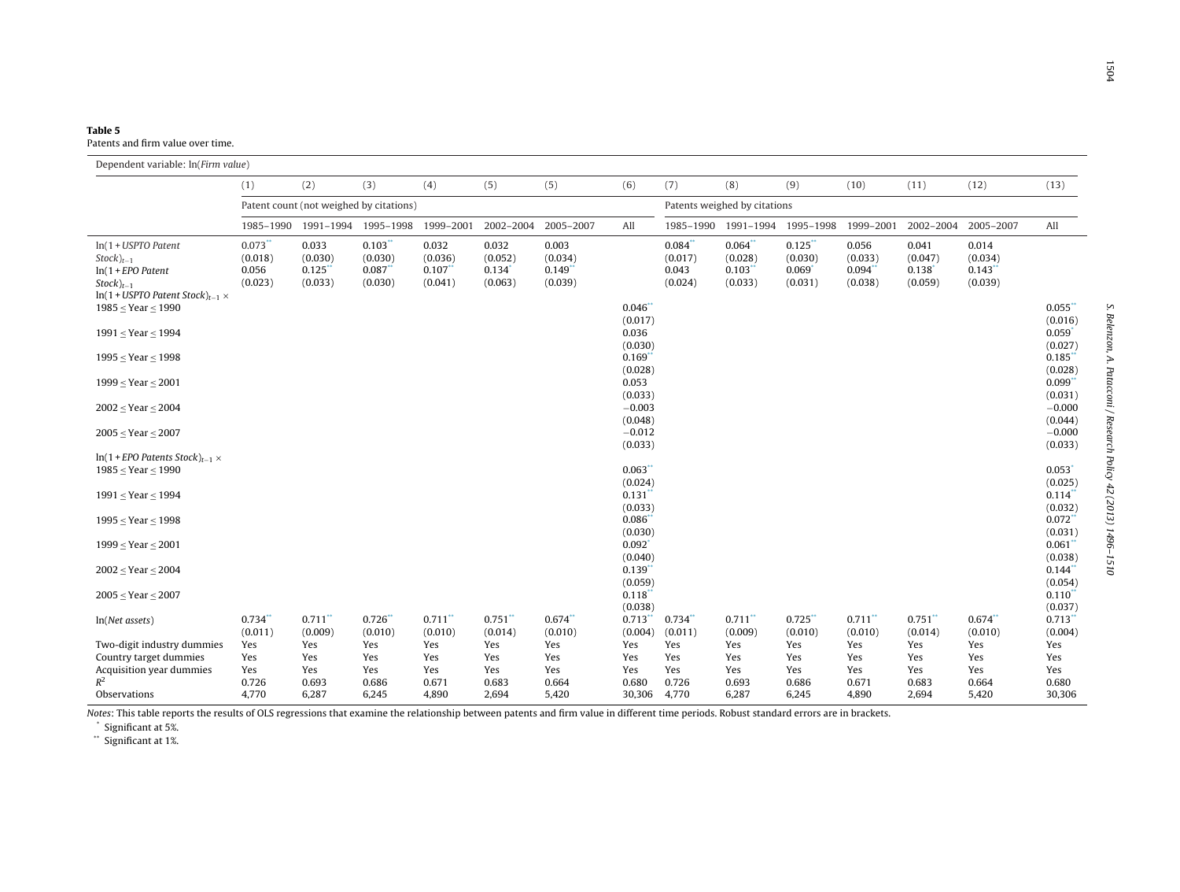**Table 5**
Patents and firm value over time.

| Dependent variable: ln(*Firm value*) | (1) | (2) | (3) | (4) | (5) | (5) | (6) | (7) | (8) | (9) | (10) | (11) | (12) | (13) |
|---|---|---|---|---|---|---|---|---|---|---|---|---|---|---|
| | Patent count (not weighed by citations) | | | | | | | Patents weighed by citations | | | | | | |
| | 1985–1990 | 1991–1994 | 1995–1998 | 1999–2001 | 2002–2004 | 2005–2007 | All | 1985–1990 | 1991–1994 | 1995–1998 | 1999–2001 | 2002–2004 | 2005–2007 | All |
| ln(1 + *USPTO Patent Stock*)$_{t-1}$ | 0.073** | 0.033 | 0.103** | 0.032 | 0.032 | 0.003 | | 0.084** | 0.064** | 0.125** | 0.056 | 0.041 | 0.014 | |
| | (0.018) | (0.030) | (0.030) | (0.036) | (0.052) | (0.034) | | (0.017) | (0.028) | (0.030) | (0.033) | (0.047) | (0.034) | |
| ln(1 + *EPO Patent Stock*)$_{t-1}$ | 0.056 | 0.125** | 0.087** | 0.107** | 0.134* | 0.149** | | 0.043 | 0.103** | 0.069* | 0.094** | 0.138* | 0.143** | |
| | (0.023) | (0.033) | (0.030) | (0.041) | (0.063) | (0.039) | | (0.024) | (0.033) | (0.031) | (0.038) | (0.059) | (0.039) | |
| ln(1 + *USPTO Patent Stock*)$_{t-1}$ × | | | | | | | | | | | | | | |
| 1985 ≤ Year ≤ 1990 | | | | | | | 0.046** | | | | | | | 0.055** |
| | | | | | | | (0.017) | | | | | | | (0.016) |
| 1991 ≤ Year ≤ 1994 | | | | | | | 0.036 | | | | | | | 0.059* |
| | | | | | | | (0.030) | | | | | | | (0.027) |
| 1995 ≤ Year ≤ 1998 | | | | | | | 0.169** | | | | | | | 0.185** |
| | | | | | | | (0.028) | | | | | | | (0.028) |
| 1999 ≤ Year ≤ 2001 | | | | | | | 0.053 | | | | | | | 0.099** |
| | | | | | | | (0.033) | | | | | | | (0.031) |
| 2002 ≤ Year ≤ 2004 | | | | | | | −0.003 | | | | | | | −0.000 |
| | | | | | | | (0.048) | | | | | | | (0.044) |
| 2005 ≤ Year ≤ 2007 | | | | | | | −0.012 | | | | | | | −0.000 |
| | | | | | | | (0.033) | | | | | | | (0.033) |
| ln(1 + *EPO Patents Stock*)$_{t-1}$ × | | | | | | | | | | | | | | |
| 1985 ≤ Year ≤ 1990 | | | | | | | 0.063** | | | | | | | 0.053* |
| | | | | | | | (0.024) | | | | | | | (0.025) |
| 1991 ≤ Year ≤ 1994 | | | | | | | 0.131** | | | | | | | 0.114** |
| | | | | | | | (0.033) | | | | | | | (0.032) |
| 1995 ≤ Year ≤ 1998 | | | | | | | 0.086** | | | | | | | 0.072** |
| | | | | | | | (0.030) | | | | | | | (0.031) |
| 1999 ≤ Year ≤ 2001 | | | | | | | 0.092* | | | | | | | 0.061** |
| | | | | | | | (0.040) | | | | | | | (0.038) |
| 2002 ≤ Year ≤ 2004 | | | | | | | 0.139** | | | | | | | 0.144** |
| | | | | | | | (0.059) | | | | | | | (0.054) |
| 2005 ≤ Year ≤ 2007 | | | | | | | 0.118** | | | | | | | 0.110** |
| | | | | | | | (0.038) | | | | | | | (0.037) |
| ln(*Net assets*) | 0.734** | 0.711** | 0.726** | 0.711** | 0.751** | 0.674** | 0.713** | 0.734** | 0.711** | 0.725** | 0.711** | 0.751** | 0.674** | 0.713** |
| | (0.011) | (0.009) | (0.010) | (0.010) | (0.014) | (0.010) | (0.004) | (0.011) | (0.009) | (0.010) | (0.010) | (0.014) | (0.010) | (0.004) |
| Two-digit industry dummies | Yes | Yes | Yes | Yes | Yes | Yes | Yes | Yes | Yes | Yes | Yes | Yes | Yes | Yes |
| Country target dummies | Yes | Yes | Yes | Yes | Yes | Yes | Yes | Yes | Yes | Yes | Yes | Yes | Yes | Yes |
| Acquisition year dummies | Yes | Yes | Yes | Yes | Yes | Yes | Yes | Yes | Yes | Yes | Yes | Yes | Yes | Yes |
| $R^2$ | 0.726 | 0.693 | 0.686 | 0.671 | 0.683 | 0.664 | 0.680 | 0.726 | 0.693 | 0.686 | 0.671 | 0.683 | 0.664 | 0.680 |
| Observations | 4,770 | 6,287 | 6,245 | 4,890 | 2,694 | 5,420 | 30,306 | 4,770 | 6,287 | 6,245 | 4,890 | 2,694 | 5,420 | 30,306 |

*Notes*: This table reports the results of OLS regressions that examine the relationship between patents and firm value in different time periods. Robust standard errors are in brackets.

\* Significant at 5%.

\*\* Significant at 1%.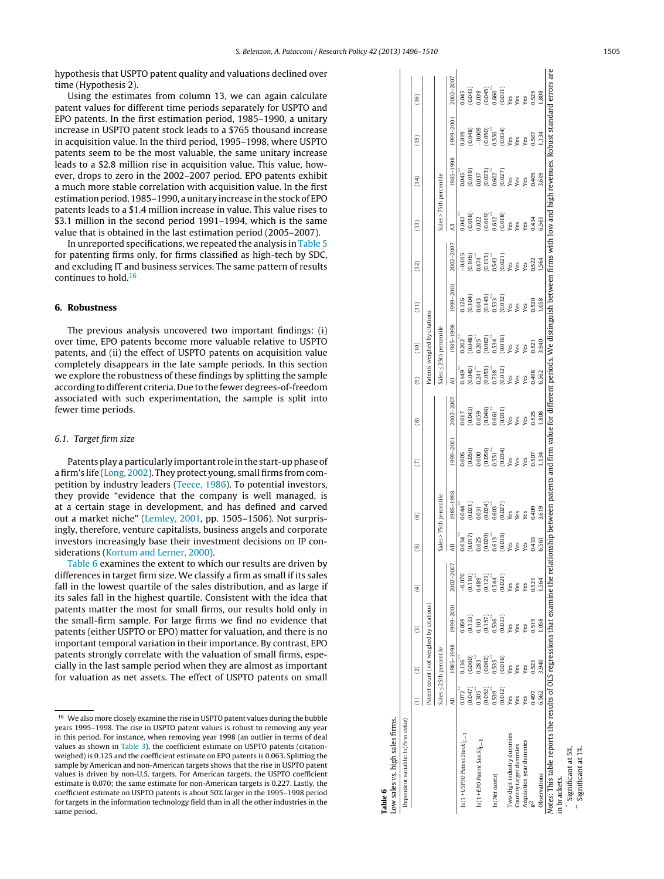hypothesis that USPTO patent quality and valuations declined over time (Hypothesis 2).

Using the estimates from column 13, we can again calculate patent values for different time periods separately for USPTO and EPO patents. In the first estimation period, 1985–1990, a unitary increase in USPTO patent stock leads to a $765 thousand increase in acquisition value. In the third period, 1995–1998, where USPTO patents seem to be the most valuable, the same unitary increase leads to a $2.8 million rise in acquisition value. This value, however, drops to zero in the 2002–2007 period. EPO patents exhibit a much more stable correlation with acquisition value. In the first estimation period, 1985–1990, a unitary increase in the stock of EPO patents leads to a $1.4 million increase in value. This value rises to $3.1 million in the second period 1991–1994, which is the same value that is obtained in the last estimation period (2005–2007).

In unreported specifications, we repeated the analysis in Table 5 for patenting firms only, for firms classified as high-tech by SDC, and excluding IT and business services. The same pattern of results continues to hold.[16]

## 6. Robustness

The previous analysis uncovered two important findings: (i) over time, EPO patents become more valuable relative to USPTO patents, and (ii) the effect of USPTO patents on acquisition value completely disappears in the late sample periods. In this section we explore the robustness of these findings by splitting the sample according to different criteria. Due to the fewer degrees-of-freedom associated with such experimentation, the sample is split into fewer time periods.

### 6.1. Target firm size

Patents play a particularly important role in the start-up phase of a firm's life (Long, 2002). They protect young, small firms from competition by industry leaders (Teece, 1986). To potential investors, they provide "evidence that the company is well managed, is at a certain stage in development, and has defined and carved out a market niche" (Lemley, 2001, pp. 1505–1506). Not surprisingly, therefore, venture capitalists, business angels and corporate investors increasingly base their investment decisions on IP considerations (Kortum and Lerner, 2000).

Table 6 examines the extent to which our results are driven by differences in target firm size. We classify a firm as small if its sales fall in the lowest quartile of the sales distribution, and as large if its sales fall in the highest quartile. Consistent with the idea that patents matter the most for small firms, our results hold only in the small-firm sample. For large firms we find no evidence that patents (either USPTO or EPO) matter for valuation, and there is no important temporal variation in their importance. By contrast, EPO patents strongly correlate with the valuation of small firms, especially in the last sample period when they are almost as important for valuation as net assets. The effect of USPTO patents on small

**Table 6**
Low sales vs. high sales firms.

| Dependent variable: ln(Firm value) | (1) | (2) | (3) | (4) | (5) | (6) | (7) | (8) | (9) | (10) | (11) | (12) | (13) | (14) | (15) | (16) |
|---|---|---|---|---|---|---|---|---|---|---|---|---|---|---|---|---|
| | Patent count (not weighed by citations) | | | | | | | | Patents weighed by citations | | | | | | | |
| | Sales ≤ 25th percentile | | | | Sales > 75th percentile | | | | Sales ≤ 25th percentile | | | | Sales > 75th percentile | | | |
| | All | 1985–1998 | 1999–2001 | 2002–2007 | All | 1985–1998 | 1999–2001 | 2002–2007 | All | 1985–1998 | 1999–2001 | 2002–2007 | All | 1985–1998 | 1999–2001 | 2002–2007 |
| $\ln(1+USPTO\ Patent\ Stock)_{t-1}$ | 0.072** | 0.136* | 0.059 | −0.070 | 0.034** | 0.044** | 0.005 | 0.017 | 0.149** | 0.202** | 0.126 | −0.015 | 0.043** | 0.045** | 0.019 | 0.045 |
| | (0.047) | (0.060) | (0.133) | (0.110) | (0.017) | (0.021) | (0.050) | (0.043) | (0.040) | (0.048) | (0.104) | (0.106) | (0.016) | (0.019) | (0.048) | (0.043) |
| $\ln(1+EPO\ Patent\ Stock)_{t-1}$ | 0.305** | 0.283** | 0.103 | 0.489** | 0.025 | 0.031 | 0.000 | 0.059 | 0.241** | 0.205** | 0.043 | 0.474** | 0.022 | 0.037 | −0.009 | 0.039 |
| | (0.052) | (0.062) | (0.157) | (0.123) | (0.020) | (0.024) | (0.056) | (0.046) | (0.053) | (0.062) | (0.143) | (0.133) | (0.019) | (0.023) | (0.050) | (0.045) |
| ln(Net assets) | 0.539** | 0.535** | 0.536** | 0.544** | 0.613** | 0.603** | 0.551** | 0.661** | 0.738** | 0.534** | 0.533** | 0.543** | 0.612** | 0.602** | 0.550** | 0.660** |
| | (0.012) | (0.016) | (0.033) | (0.021) | (0.018) | (0.027) | (0.034) | (0.031) | (0.012) | (0.016) | (0.032) | (0.021) | (0.018) | (0.027) | (0.034) | (0.031) |
| Two-digit industry dummies | Yes | Yes | Yes | Yes | Yes | Yes | Yes | Yes | Yes | Yes | Yes | Yes | Yes | Yes | Yes | Yes |
| Country target dummies | Yes | Yes | Yes | Yes | Yes | Yes | Yes | Yes | Yes | Yes | Yes | Yes | Yes | Yes | Yes | Yes |
| Acquisition year dummies | Yes | Yes | Yes | Yes | Yes | Yes | Yes | Yes | Yes | Yes | Yes | Yes | Yes | Yes | Yes | Yes |
| $R^2$ | 0.497 | 0.521 | 0.519 | 0.521 | 0.433 | 0.409 | 0.507 | 0.525 | 0.498 | 0.521 | 0.520 | 0.522 | 0.434 | 0.409 | 0.507 | 0.525 |
| Observations | 6,562 | 3,940 | 1,058 | 1,564 | 6,561 | 3,619 | 1,134 | 1,808 | 6,562 | 3,940 | 1,058 | 1,564 | 6,561 | 3,619 | 1,134 | 1,808 |

*Notes*: This table reports the results of OLS regressions that examine the relationship between patents and firm value for different periods. We distinguish between firms with low and high revenues. Robust standard errors are in brackets.
\* Significant at 5%.
\*\* Significant at 1%.

[16] We also more closely examine the rise in USPTO patent values during the bubble years 1995–1998. The rise in USPTO patent values is robust to removing any year in this period. For instance, when removing year 1998 (an outlier in terms of deal values as shown in Table 3), the coefficient estimate on USPTO patents (citation-weighed) is 0.125 and the coefficient estimate on EPO patents is 0.063. Splitting the sample by American and non-American targets shows that the rise in USPTO patent values is driven by non-U.S. targets. For American targets, the USPTO coefficient estimate is 0.070; the same estimate for non-American targets is 0.227. Lastly, the coefficient estimate on USPTO patents is about 50% larger in the 1995–1998 period for targets in the information technology field than in all the other industries in the same period.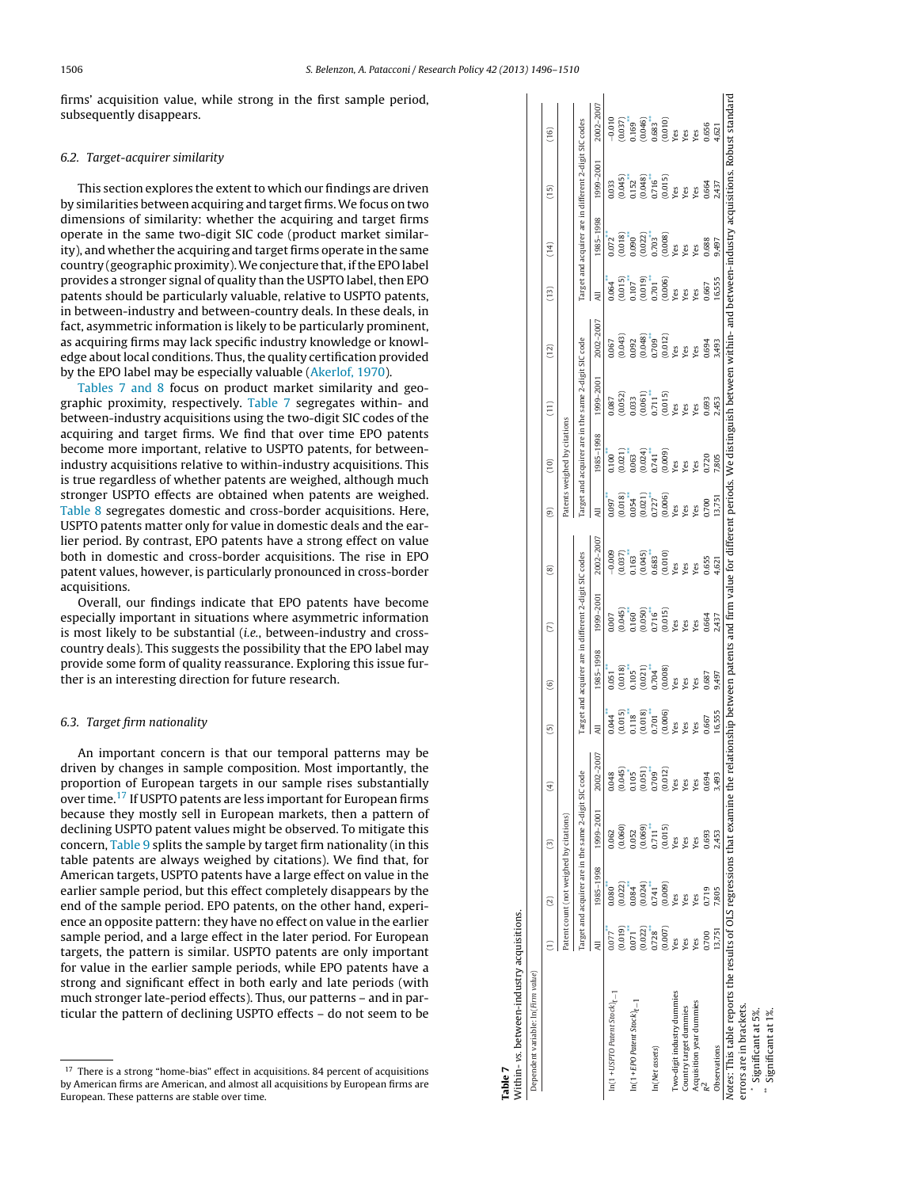firms' acquisition value, while strong in the first sample period, subsequently disappears.

### 6.2. Target-acquirer similarity

This section explores the extent to which our findings are driven by similarities between acquiring and target firms. We focus on two dimensions of similarity: whether the acquiring and target firms operate in the same two-digit SIC code (product market similarity), and whether the acquiring and target firms operate in the same country (geographic proximity). We conjecture that, if the EPO label provides a stronger signal of quality than the USPTO label, then EPO patents should be particularly valuable, relative to USPTO patents, in between-industry and between-country deals. In these deals, in fact, asymmetric information is likely to be particularly prominent, as acquiring firms may lack specific industry knowledge or knowledge about local conditions. Thus, the quality certification provided by the EPO label may be especially valuable (Akerlof, 1970).

Tables 7 and 8 focus on product market similarity and geographic proximity, respectively. Table 7 segregates within- and between-industry acquisitions using the two-digit SIC codes of the acquiring and target firms. We find that over time EPO patents become more important, relative to USPTO patents, for between-industry acquisitions relative to within-industry acquisitions. This is true regardless of whether patents are weighed, although much stronger USPTO effects are obtained when patents are weighed. Table 8 segregates domestic and cross-border acquisitions. Here, USPTO patents matter only for value in domestic deals and the earlier period. By contrast, EPO patents have a strong effect on value both in domestic and cross-border acquisitions. The rise in EPO patent values, however, is particularly pronounced in cross-border acquisitions.

Overall, our findings indicate that EPO patents have become especially important in situations where asymmetric information is most likely to be substantial (*i.e.*, between-industry and cross-country deals). This suggests the possibility that the EPO label may provide some form of quality reassurance. Exploring this issue further is an interesting direction for future research.

### 6.3. Target firm nationality

An important concern is that our temporal patterns may be driven by changes in sample composition. Most importantly, the proportion of European targets in our sample rises substantially over time.[17] If USPTO patents are less important for European firms because they mostly sell in European markets, then a pattern of declining USPTO patent values might be observed. To mitigate this concern, Table 9 splits the sample by target firm nationality (in this table patents are always weighed by citations). We find that, for American targets, USPTO patents have a large effect on value in the earlier sample period, but this effect completely disappears by the end of the sample period. EPO patents, on the other hand, experience an opposite pattern: they have no effect on value in the earlier sample period, and a large effect in the later period. For European targets, the pattern is similar. USPTO patents are only important for value in the earlier sample periods, while EPO patents have a strong and significant effect in both early and late periods (with much stronger late-period effects). Thus, our patterns – and in particular the pattern of declining USPTO effects – do not seem to be

[17] There is a strong "home-bias" effect in acquisitions. 84 percent of acquisitions by American firms are American, and almost all acquisitions by European firms are European. These patterns are stable over time.

**Table 7**
Within- vs. between-industry acquisitions.

| Dependent variable: ln(*Firm value*) | (1) | (2) | (3) | (4) | (5) | (6) | (7) | (8) | (9) | (10) | (11) | (12) | (13) | (14) | (15) | (16) |
|---|---|---|---|---|---|---|---|---|---|---|---|---|---|---|---|---|
| | Patent count (not weighed by citations) | | | | | | | | Patents weighed by citations | | | | | | | |
| | Target and acquirer are in the same 2-digit SIC code | | | | Target and acquirer are in different 2-digit SIC codes | | | | Target and acquirer are in the same 2-digit SIC code | | | | Target and acquirer are in different 2-digit SIC codes | | | |
| | All | 1985–1998 | 1999–2001 | 2002–2007 | All | 1985–1998 | 1999–2001 | 2002–2007 | All | 1985–1998 | 1999–2001 | 2002–2007 | All | 1985–1998 | 1999–2001 | 2002–2007 |
| ln(1 + *USPTO Patent Stock*)$_{t-1}$ | 0.077** | 0.080** | 0.062 | 0.048 | 0.044** | 0.051** | 0.007 | −0.009 | 0.097** | 0.100** | 0.087 | 0.067 | 0.064** | 0.072** | 0.033 | −0.010 |
| | (0.019) | (0.022) | (0.060) | (0.045) | (0.015) | (0.018) | (0.045) | (0.037) | (0.018) | (0.021) | (0.052) | (0.043) | (0.015) | (0.018) | (0.045) | (0.037) |
| ln(1 + *EPO Patent Stock*)$_{t-1}$ | 0.071** | 0.084** | 0.052 | 0.105* | 0.118** | 0.105** | 0.160** | 0.163** | 0.054** | 0.063** | 0.033 | 0.092 | 0.107** | 0.090** | 0.152** | 0.169** |
| | (0.022) | (0.024) | (0.069) | (0.051) | (0.018) | (0.021) | (0.050) | (0.045) | (0.021) | (0.024) | (0.061) | (0.048) | (0.019) | (0.022) | (0.048) | (0.046) |
| ln(*Net assets*) | 0.728** | 0.741** | 0.711** | 0.709** | 0.701** | 0.704** | 0.716** | 0.683** | 0.727** | 0.741** | 0.711** | 0.709** | 0.701** | 0.703** | 0.716** | 0.683** |
| | (0.007) | (0.009) | (0.015) | (0.012) | (0.006) | (0.008) | (0.015) | (0.010) | (0.006) | (0.009) | (0.015) | (0.012) | (0.006) | (0.008) | (0.015) | (0.010) |
| Two-digit industry dummies | Yes | Yes | Yes | Yes | Yes | Yes | Yes | Yes | Yes | Yes | Yes | Yes | Yes | Yes | Yes | Yes |
| Country target dummies | Yes | Yes | Yes | Yes | Yes | Yes | Yes | Yes | Yes | Yes | Yes | Yes | Yes | Yes | Yes | Yes |
| Acquisition year dummies | Yes | Yes | Yes | Yes | Yes | Yes | Yes | Yes | Yes | Yes | Yes | Yes | Yes | Yes | Yes | Yes |
| $R^2$ | 0.700 | 0.719 | 0.693 | 0.694 | 0.667 | 0.687 | 0.664 | 0.655 | 0.700 | 0.720 | 0.693 | 0.694 | 0.667 | 0.688 | 0.664 | 0.656 |
| Observations | 13,751 | 7,805 | 2,453 | 3,493 | 16,555 | 9,497 | 2,437 | 4,621 | 13,751 | 7,805 | 2,453 | 3,493 | 16,555 | 9,497 | 2,437 | 4,621 |

*Notes*: This table reports the results of OLS regressions that examine the relationship between patents and firm value for different periods. We distinguish between within- and between-industry acquisitions. Robust standard errors are in brackets.
\* Significant at 5%.
\*\* Significant at 1%.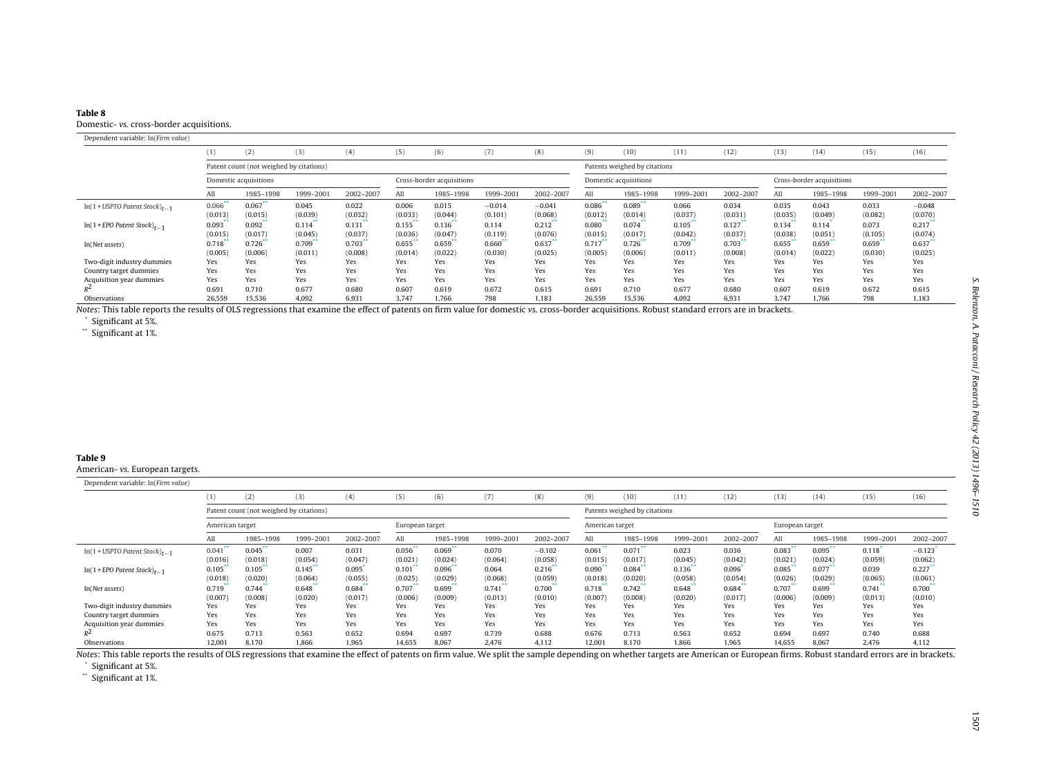**Table 8**

Domestic- *vs.* cross-border acquisitions.

| Dependent variable: ln(*Firm value*) | (1) | (2) | (3) | (4) | (5) | (6) | (7) | (8) | (9) | (10) | (11) | (12) | (13) | (14) | (15) | (16) |
|---|---|---|---|---|---|---|---|---|---|---|---|---|---|---|---|---|
| | Patent count (not weighed by citations) | | | | | | | | Patents weighed by citations | | | | | | | |
| | Domestic acquisitions | | | | Cross-border acquisitions | | | | Domestic acquisitions | | | | Cross-border acquisitions | | | |
| | All | 1985–1998 | 1999–2001 | 2002–2007 | All | 1985–1998 | 1999–2001 | 2002–2007 | All | 1985–1998 | 1999–2001 | 2002–2007 | All | 1985–1998 | 1999–2001 | 2002–2007 |
| $\ln(1+USPTO\ Patent\ Stock)_{t-1}$ | 0.066** | 0.067** | 0.045 | 0.022 | 0.006 | 0.015 | −0.014 | −0.041 | 0.086** | 0.089** | 0.066 | 0.034 | 0.035 | 0.043 | 0.033 | −0.048 |
| | (0.013) | (0.015) | (0.039) | (0.032) | (0.033) | (0.044) | (0.101) | (0.068) | (0.012) | (0.014) | (0.037) | (0.031) | (0.035) | (0.049) | (0.082) | (0.070) |
| $\ln(1+EPO\ Patent\ Stock)_{t-1}$ | 0.093** | 0.092** | 0.114** | 0.131** | 0.155** | 0.136** | 0.114 | 0.212** | 0.080** | 0.074** | 0.105** | 0.127** | 0.134** | 0.114* | 0.073 | 0.217** |
| | (0.015) | (0.017) | (0.045) | (0.037) | (0.036) | (0.047) | (0.119) | (0.076) | (0.015) | (0.017) | (0.042) | (0.037) | (0.038) | (0.051) | (0.105) | (0.074) |
| ln(*Net assets*) | 0.718** | 0.726** | 0.709** | 0.703** | 0.655** | 0.659** | 0.660** | 0.637** | 0.717** | 0.726** | 0.709** | 0.703** | 0.655** | 0.659** | 0.659** | 0.637** |
| | (0.005) | (0.006) | (0.011) | (0.008) | (0.014) | (0.022) | (0.030) | (0.025) | (0.005) | (0.006) | (0.011) | (0.008) | (0.014) | (0.022) | (0.030) | (0.025) |
| Two-digit industry dummies | Yes | Yes | Yes | Yes | Yes | Yes | Yes | Yes | Yes | Yes | Yes | Yes | Yes | Yes | Yes | Yes |
| Country target dummies | Yes | Yes | Yes | Yes | Yes | Yes | Yes | Yes | Yes | Yes | Yes | Yes | Yes | Yes | Yes | Yes |
| Acquisition year dummies | Yes | Yes | Yes | Yes | Yes | Yes | Yes | Yes | Yes | Yes | Yes | Yes | Yes | Yes | Yes | Yes |
| $R^2$ | 0.691 | 0.710 | 0.677 | 0.680 | 0.607 | 0.619 | 0.672 | 0.615 | 0.691 | 0.710 | 0.677 | 0.680 | 0.607 | 0.619 | 0.672 | 0.615 |
| Observations | 26,559 | 15,536 | 4,092 | 6,931 | 3,747 | 1,766 | 798 | 1,183 | 26,559 | 15,536 | 4,092 | 6,931 | 3,747 | 1,766 | 798 | 1,183 |

*Notes*: This table reports the results of OLS regressions that examine the effect of patents on firm value for domestic *vs.* cross-border acquisitions. Robust standard errors are in brackets.

\* Significant at 5%.

\*\* Significant at 1%.

**Table 9**

American- *vs.* European targets.

| Dependent variable: ln(*Firm value*) | (1) | (2) | (3) | (4) | (5) | (6) | (7) | (8) | (9) | (10) | (11) | (12) | (13) | (14) | (15) | (16) |
|---|---|---|---|---|---|---|---|---|---|---|---|---|---|---|---|---|
| | Patent count (not weighed by citations) | | | | | | | | Patents weighed by citations | | | | | | | |
| | American target | | | | European target | | | | American target | | | | European target | | | |
| | All | 1985–1998 | 1999–2001 | 2002–2007 | All | 1985–1998 | 1999–2001 | 2002–2007 | All | 1985–1998 | 1999–2001 | 2002–2007 | All | 1985–1998 | 1999–2001 | 2002–2007 |
| $\ln(1+USPTO\ Patent\ Stock)_{t-1}$ | 0.041** | 0.045** | 0.007 | 0.031 | 0.056** | 0.069** | 0.070 | −0.102 | 0.061** | 0.071** | 0.023 | 0.036 | 0.083** | 0.095** | 0.118* | −0.123* |
| | (0.016) | (0.018) | (0.054) | (0.047) | (0.021) | (0.024) | (0.064) | (0.058) | (0.015) | (0.017) | (0.045) | (0.042) | (0.021) | (0.024) | (0.059) | (0.062) |
| $\ln(1+EPO\ Patent\ Stock)_{t-1}$ | 0.105** | 0.105** | 0.145** | 0.095* | 0.101** | 0.096** | 0.064 | 0.216** | 0.090** | 0.084** | 0.136** | 0.096* | 0.085** | 0.077** | 0.039 | 0.227** |
| | (0.018) | (0.020) | (0.064) | (0.055) | (0.025) | (0.029) | (0.068) | (0.059) | (0.018) | (0.020) | (0.058) | (0.054) | (0.026) | (0.029) | (0.065) | (0.061) |
| ln(*Net assets*) | 0.719** | 0.744** | 0.648** | 0.684** | 0.707** | 0.699** | 0.741** | 0.700** | 0.718** | 0.742** | 0.648** | 0.684** | 0.707** | 0.699** | 0.741** | 0.700** |
| | (0.007) | (0.008) | (0.020) | (0.017) | (0.006) | (0.009) | (0.013) | (0.010) | (0.007) | (0.008) | (0.020) | (0.017) | (0.006) | (0.009) | (0.013) | (0.010) |
| Two-digit industry dummies | Yes | Yes | Yes | Yes | Yes | Yes | Yes | Yes | Yes | Yes | Yes | Yes | Yes | Yes | Yes | Yes |
| Country target dummies | Yes | Yes | Yes | Yes | Yes | Yes | Yes | Yes | Yes | Yes | Yes | Yes | Yes | Yes | Yes | Yes |
| Acquisition year dummies | Yes | Yes | Yes | Yes | Yes | Yes | Yes | Yes | Yes | Yes | Yes | Yes | Yes | Yes | Yes | Yes |
| $R^2$ | 0.675 | 0.713 | 0.563 | 0.652 | 0.694 | 0.697 | 0.739 | 0.688 | 0.676 | 0.713 | 0.563 | 0.652 | 0.694 | 0.697 | 0.740 | 0.688 |
| Observations | 12,001 | 8,170 | 1,866 | 1,965 | 14,655 | 8,067 | 2,476 | 4,112 | 12,001 | 8,170 | 1,866 | 1,965 | 14,655 | 8,067 | 2,476 | 4,112 |

*Notes*: This table reports the results of OLS regressions that examine the effect of patents on firm value. We split the sample depending on whether targets are American or European firms. Robust standard errors are in brackets.

\* Significant at 5%.

\*\* Significant at 1%.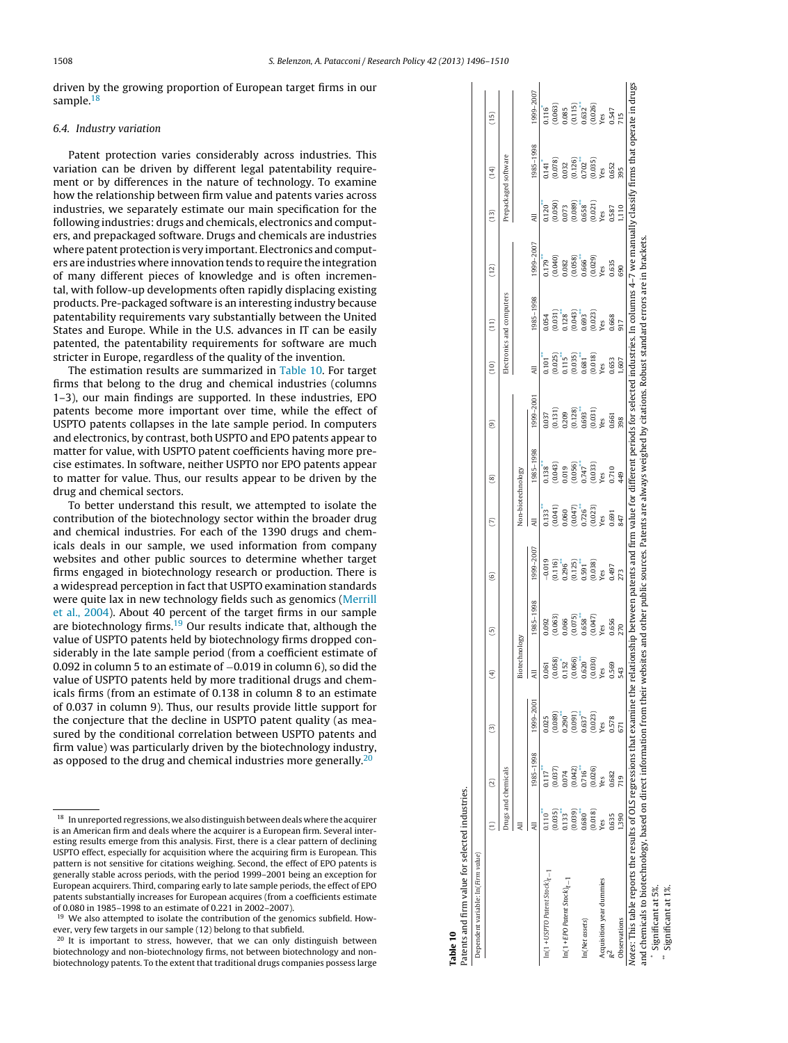driven by the growing proportion of European target firms in our sample.[18]

### 6.4. Industry variation

Patent protection varies considerably across industries. This variation can be driven by different legal patentability requirement or by differences in the nature of technology. To examine how the relationship between firm value and patents varies across industries, we separately estimate our main specification for the following industries: drugs and chemicals, electronics and computers, and prepackaged software. Drugs and chemicals are industries where patent protection is very important. Electronics and computers are industries where innovation tends to require the integration of many different pieces of knowledge and is often incremental, with follow-up developments often rapidly displacing existing products. Pre-packaged software is an interesting industry because patentability requirements vary substantially between the United States and Europe. While in the U.S. advances in IT can be easily patented, the patentability requirements for software are much stricter in Europe, regardless of the quality of the invention.

The estimation results are summarized in Table 10. For target firms that belong to the drug and chemical industries (columns 1–3), our main findings are supported. In these industries, EPO patents become more important over time, while the effect of USPTO patents collapses in the late sample period. In computers and electronics, by contrast, both USPTO and EPO patents appear to matter for value, with USPTO patent coefficients having more precise estimates. In software, neither USPTO nor EPO patents appear to matter for value. Thus, our results appear to be driven by the drug and chemical sectors.

To better understand this result, we attempted to isolate the contribution of the biotechnology sector within the broader drug and chemical industries. For each of the 1390 drugs and chemicals deals in our sample, we used information from company websites and other public sources to determine whether target firms engaged in biotechnology research or production. There is a widespread perception in fact that USPTO examination standards were quite lax in new technology fields such as genomics (Merrill et al., 2004). About 40 percent of the target firms in our sample are biotechnology firms.[19] Our results indicate that, although the value of USPTO patents held by biotechnology firms dropped considerably in the late sample period (from a coefficient estimate of 0.092 in column 5 to an estimate of −0.019 in column 6), so did the value of USPTO patents held by more traditional drugs and chemicals firms (from an estimate of 0.138 in column 8 to an estimate of 0.037 in column 9). Thus, our results provide little support for the conjecture that the decline in USPTO patent quality (as measured by the conditional correlation between USPTO patents and firm value) was particularly driven by the biotechnology industry, as opposed to the drug and chemical industries more generally.[20]

**Table 10**
Patents and firm value for selected industries.

Dependent variable: ln(Firm value)

| | (1) | (2) | (3) | (4) | (5) | (6) | (7) | (8) | (9) | (10) | (11) | (12) | (13) | (14) | (15) |
|---|---|---|---|---|---|---|---|---|---|---|---|---|---|---|---|
| | Drugs and chemicals | | | | | | | | | Electronics and computers | | | Prepackaged software | | |
| | All | | | Biotechnology | | | Non-biotechnology | | | | | | | | |
| | All | 1985–1998 | 1999–2001 | All | 1985–1998 | 1999–2007 | All | 1985–1998 | 1999–2001 | All | 1985–1998 | 1999–2007 | All | 1985–1998 | 1999–2007 |
| $\ln(1+USPTO\ Patent\ Stock)_{t-1}$ | 0.110** | 0.117** | 0.025 | 0.061 | 0.092 | −0.019 | 0.133** | 0.138** | 0.037 | 0.101** | 0.054 | 0.179** | 0.120** | 0.141* | 0.116* |
| | (0.035) | (0.037) | (0.089) | (0.058) | (0.063) | (0.116) | (0.041) | (0.043) | (0.131) | (0.025) | (0.031) | (0.040) | (0.050) | (0.078) | (0.063) |
| $\ln(1+EPO\ Patent\ Stock)_{t-1}$ | 0.133** | 0.074 | 0.290** | 0.152* | 0.066 | 0.296* | 0.060 | 0.019 | 0.209 | 0.115** | 0.128** | 0.082 | 0.073 | 0.032 | 0.085 |
| | (0.039) | (0.042) | (0.091) | (0.066) | (0.075) | (0.125) | (0.047) | (0.056) | (0.128) | (0.035) | (0.043) | (0.058) | (0.089) | (0.126) | (0.115) |
| ln(Net assets) | 0.680** | 0.716** | 0.637** | 0.620** | 0.658** | 0.591** | 0.726** | 0.747** | 0.693** | 0.681** | 0.693** | 0.666** | 0.658** | 0.702** | 0.632** |
| | (0.018) | (0.026) | (0.023) | (0.030) | (0.047) | (0.038) | (0.023) | (0.033) | (0.031) | (0.018) | (0.023) | (0.029) | (0.021) | (0.035) | (0.026) |
| Acquisition year dummies | Yes | Yes | Yes | Yes | Yes | Yes | Yes | Yes | Yes | Yes | Yes | Yes | Yes | Yes | Yes |
| $R^2$ | 0.635 | 0.682 | 0.578 | 0.569 | 0.656 | 0.497 | 0.691 | 0.710 | 0.661 | 0.653 | 0.668 | 0.635 | 0.587 | 0.652 | 0.547 |
| Observations | 1,390 | 719 | 671 | 543 | 270 | 273 | 847 | 449 | 398 | 1,607 | 917 | 690 | 1,110 | 395 | 715 |

*Notes*: This table reports the results of OLS regressions that examine the relationship between patents and firm value for different periods for selected industries. In columns 4–7 we manually classify firms that operate in drugs and chemicals to biotechnology, based on direct information from their websites and other public sources. Patents are always weighed by citations. Robust standard errors are in brackets.

\* Significant at 5%.
\*\* Significant at 1%.

---

[18] In unreported regressions, we also distinguish between deals where the acquirer is an American firm and deals where the acquirer is a European firm. Several interesting results emerge from this analysis. First, there is a clear pattern of declining USPTO effect, especially for acquisition where the acquiring firm is European. This pattern is not sensitive for citations weighing. Second, the effect of EPO patents is generally stable across periods, with the period 1999–2001 being an exception for European acquirers. Third, comparing early to late sample periods, the effect of EPO patents substantially increases for European acquires (from a coefficients estimate of 0.080 in 1985–1998 to an estimate of 0.221 in 2002–2007).

[19] We also attempted to isolate the contribution of the genomics subfield. However, very few targets in our sample (12) belong to that subfield.

[20] It is important to stress, however, that we can only distinguish between biotechnology and non-biotechnology firms, not between biotechnology and non-biotechnology patents. To the extent that traditional drugs companies possess large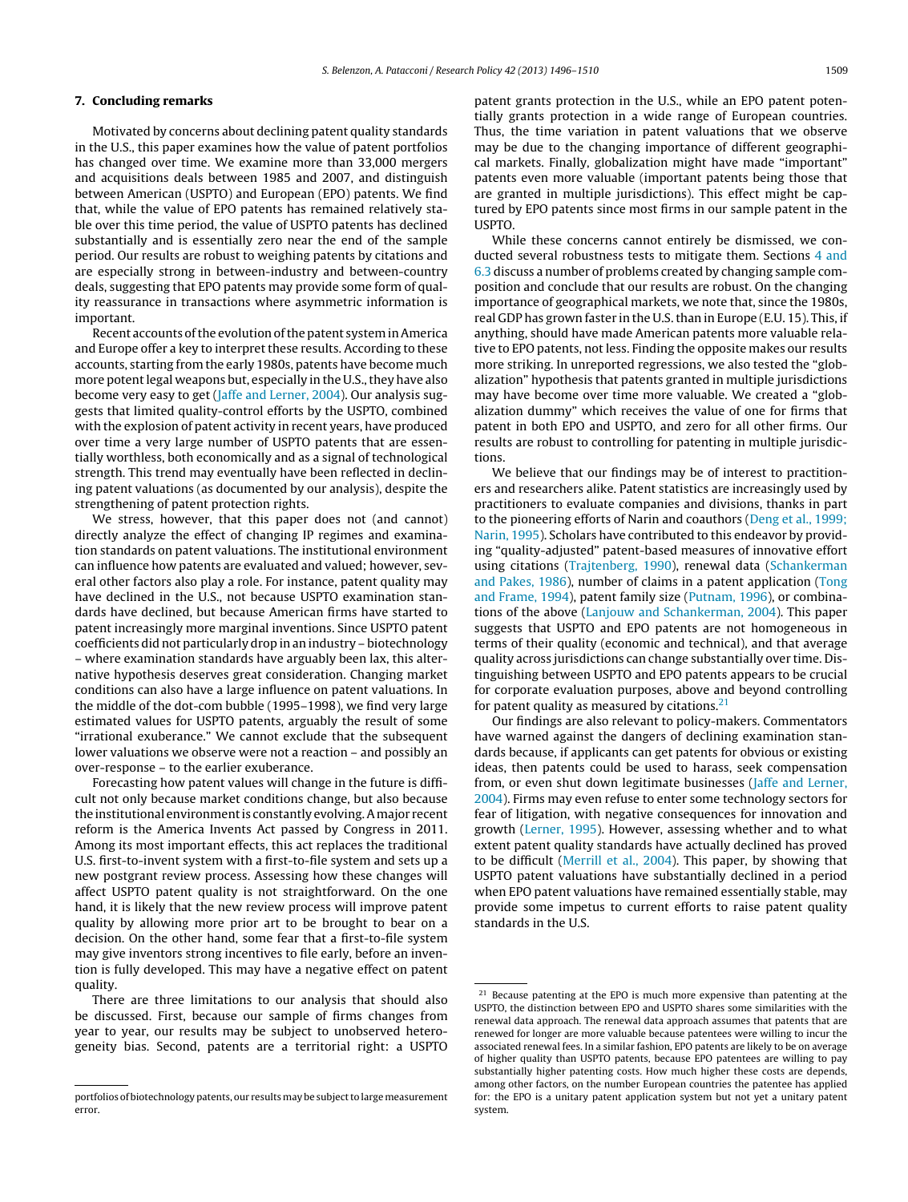## 7. Concluding remarks

Motivated by concerns about declining patent quality standards in the U.S., this paper examines how the value of patent portfolios has changed over time. We examine more than 33,000 mergers and acquisitions deals between 1985 and 2007, and distinguish between American (USPTO) and European (EPO) patents. We find that, while the value of EPO patents has remained relatively stable over this time period, the value of USPTO patents has declined substantially and is essentially zero near the end of the sample period. Our results are robust to weighing patents by citations and are especially strong in between-industry and between-country deals, suggesting that EPO patents may provide some form of quality reassurance in transactions where asymmetric information is important.

Recent accounts of the evolution of the patent system in America and Europe offer a key to interpret these results. According to these accounts, starting from the early 1980s, patents have become much more potent legal weapons but, especially in the U.S., they have also become very easy to get (Jaffe and Lerner, 2004). Our analysis suggests that limited quality-control efforts by the USPTO, combined with the explosion of patent activity in recent years, have produced over time a very large number of USPTO patents that are essentially worthless, both economically and as a signal of technological strength. This trend may eventually have been reflected in declining patent valuations (as documented by our analysis), despite the strengthening of patent protection rights.

We stress, however, that this paper does not (and cannot) directly analyze the effect of changing IP regimes and examination standards on patent valuations. The institutional environment can influence how patents are evaluated and valued; however, several other factors also play a role. For instance, patent quality may have declined in the U.S., not because USPTO examination standards have declined, but because American firms have started to patent increasingly more marginal inventions. Since USPTO patent coefficients did not particularly drop in an industry – biotechnology – where examination standards have arguably been lax, this alternative hypothesis deserves great consideration. Changing market conditions can also have a large influence on patent valuations. In the middle of the dot-com bubble (1995–1998), we find very large estimated values for USPTO patents, arguably the result of some "irrational exuberance." We cannot exclude that the subsequent lower valuations we observe were not a reaction – and possibly an over-response – to the earlier exuberance.

Forecasting how patent values will change in the future is difficult not only because market conditions change, but also because the institutional environment is constantly evolving. A major recent reform is the America Invents Act passed by Congress in 2011. Among its most important effects, this act replaces the traditional U.S. first-to-invent system with a first-to-file system and sets up a new postgrant review process. Assessing how these changes will affect USPTO patent quality is not straightforward. On the one hand, it is likely that the new review process will improve patent quality by allowing more prior art to be brought to bear on a decision. On the other hand, some fear that a first-to-file system may give inventors strong incentives to file early, before an invention is fully developed. This may have a negative effect on patent quality.

There are three limitations to our analysis that should also be discussed. First, because our sample of firms changes from year to year, our results may be subject to unobserved heterogeneity bias. Second, patents are a territorial right: a USPTO patent grants protection in the U.S., while an EPO patent potentially grants protection in a wide range of European countries. Thus, the time variation in patent valuations that we observe may be due to the changing importance of different geographical markets. Finally, globalization might have made "important" patents even more valuable (important patents being those that are granted in multiple jurisdictions). This effect might be captured by EPO patents since most firms in our sample patent in the USPTO.

While these concerns cannot entirely be dismissed, we conducted several robustness tests to mitigate them. Sections 4 and 6.3 discuss a number of problems created by changing sample composition and conclude that our results are robust. On the changing importance of geographical markets, we note that, since the 1980s, real GDP has grown faster in the U.S. than in Europe (E.U. 15). This, if anything, should have made American patents more valuable relative to EPO patents, not less. Finding the opposite makes our results more striking. In unreported regressions, we also tested the "globalization" hypothesis that patents granted in multiple jurisdictions may have become over time more valuable. We created a "globalization dummy" which receives the value of one for firms that patent in both EPO and USPTO, and zero for all other firms. Our results are robust to controlling for patenting in multiple jurisdictions.

We believe that our findings may be of interest to practitioners and researchers alike. Patent statistics are increasingly used by practitioners to evaluate companies and divisions, thanks in part to the pioneering efforts of Narin and coauthors (Deng et al., 1999; Narin, 1995). Scholars have contributed to this endeavor by providing "quality-adjusted" patent-based measures of innovative effort using citations (Trajtenberg, 1990), renewal data (Schankerman and Pakes, 1986), number of claims in a patent application (Tong and Frame, 1994), patent family size (Putnam, 1996), or combinations of the above (Lanjouw and Schankerman, 2004). This paper suggests that USPTO and EPO patents are not homogeneous in terms of their quality (economic and technical), and that average quality across jurisdictions can change substantially over time. Distinguishing between USPTO and EPO patents appears to be crucial for corporate evaluation purposes, above and beyond controlling for patent quality as measured by citations.[21]

Our findings are also relevant to policy-makers. Commentators have warned against the dangers of declining examination standards because, if applicants can get patents for obvious or existing ideas, then patents could be used to harass, seek compensation from, or even shut down legitimate businesses (Jaffe and Lerner, 2004). Firms may even refuse to enter some technology sectors for fear of litigation, with negative consequences for innovation and growth (Lerner, 1995). However, assessing whether and to what extent patent quality standards have actually declined has proved to be difficult (Merrill et al., 2004). This paper, by showing that USPTO patent valuations have substantially declined in a period when EPO patent valuations have remained essentially stable, may provide some impetus to current efforts to raise patent quality standards in the U.S.

---

portfolios of biotechnology patents, our results may be subject to large measurement error.

[21] Because patenting at the EPO is much more expensive than patenting at the USPTO, the distinction between EPO and USPTO shares some similarities with the renewal data approach. The renewal data approach assumes that patents that are renewed for longer are more valuable because patentees were willing to incur the associated renewal fees. In a similar fashion, EPO patents are likely to be on average of higher quality than USPTO patents, because EPO patentees are willing to pay substantially higher patenting costs. How much higher these costs are depends, among other factors, on the number European countries the patentee has applied for: the EPO is a unitary patent application system but not yet a unitary patent system.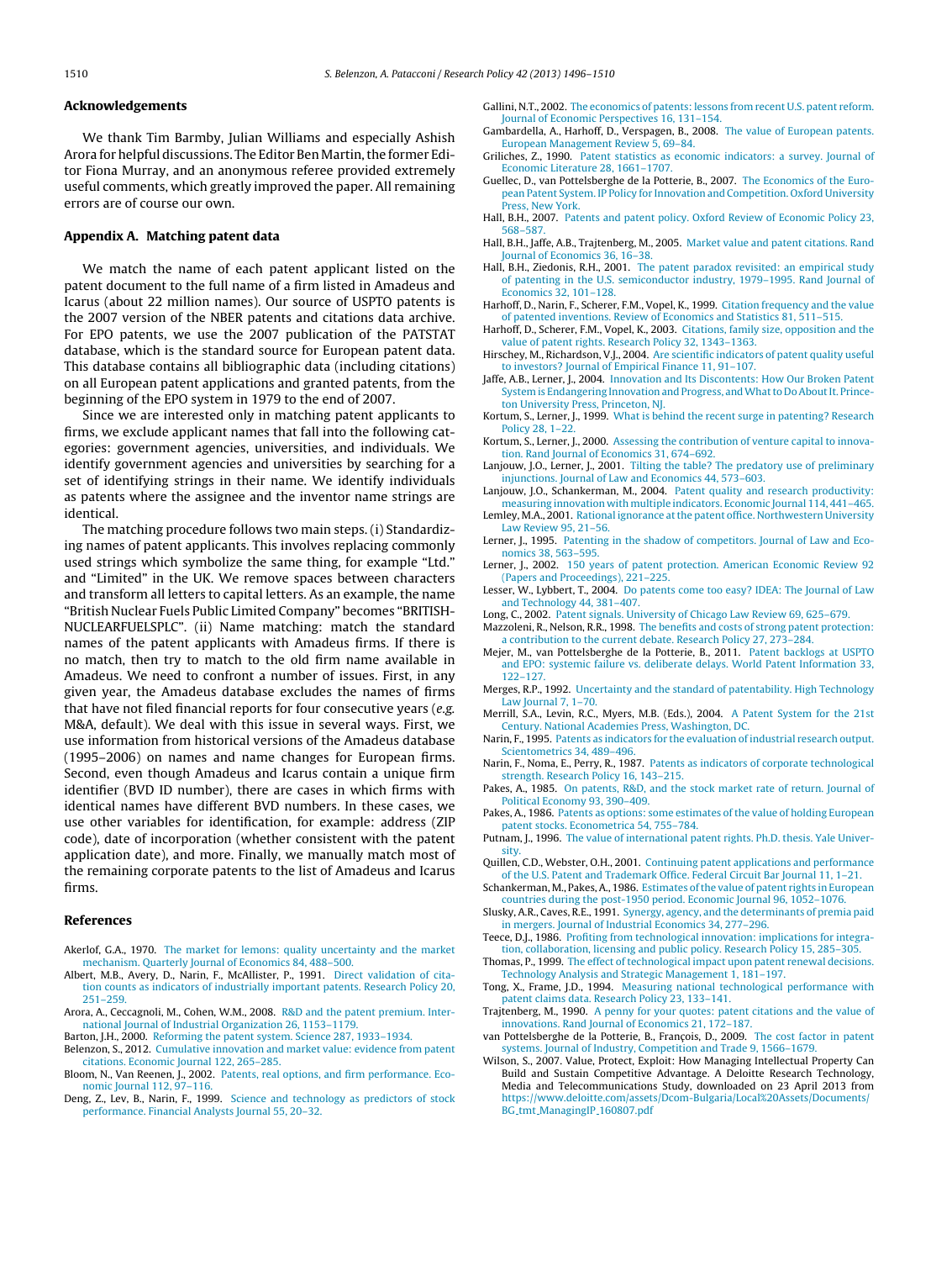## Acknowledgements

We thank Tim Barmby, Julian Williams and especially Ashish Arora for helpful discussions. The Editor Ben Martin, the former Editor Fiona Murray, and an anonymous referee provided extremely useful comments, which greatly improved the paper. All remaining errors are of course our own.

## Appendix A. Matching patent data

We match the name of each patent applicant listed on the patent document to the full name of a firm listed in Amadeus and Icarus (about 22 million names). Our source of USPTO patents is the 2007 version of the NBER patents and citations data archive. For EPO patents, we use the 2007 publication of the PATSTAT database, which is the standard source for European patent data. This database contains all bibliographic data (including citations) on all European patent applications and granted patents, from the beginning of the EPO system in 1979 to the end of 2007.

Since we are interested only in matching patent applicants to firms, we exclude applicant names that fall into the following categories: government agencies, universities, and individuals. We identify government agencies and universities by searching for a set of identifying strings in their name. We identify individuals as patents where the assignee and the inventor name strings are identical.

The matching procedure follows two main steps. (i) Standardizing names of patent applicants. This involves replacing commonly used strings which symbolize the same thing, for example "Ltd." and "Limited" in the UK. We remove spaces between characters and transform all letters to capital letters. As an example, the name "British Nuclear Fuels Public Limited Company" becomes "BRITISH-NUCLEARFUELSPLC". (ii) Name matching: match the standard names of the patent applicants with Amadeus firms. If there is no match, then try to match to the old firm name available in Amadeus. We need to confront a number of issues. First, in any given year, the Amadeus database excludes the names of firms that have not filed financial reports for four consecutive years (*e.g.* M&A, default). We deal with this issue in several ways. First, we use information from historical versions of the Amadeus database (1995–2006) on names and name changes for European firms. Second, even though Amadeus and Icarus contain a unique firm identifier (BVD ID number), there are cases in which firms with identical names have different BVD numbers. In these cases, we use other variables for identification, for example: address (ZIP code), date of incorporation (whether consistent with the patent application date), and more. Finally, we manually match most of the remaining corporate patents to the list of Amadeus and Icarus firms.

## References

Akerlof, G.A., 1970. The market for lemons: quality uncertainty and the market mechanism. Quarterly Journal of Economics 84, 488–500.

Albert, M.B., Avery, D., Narin, F., McAllister, P., 1991. Direct validation of citation counts as indicators of industrially important patents. Research Policy 20, 251–259.

Arora, A., Ceccagnoli, M., Cohen, W.M., 2008. R&D and the patent premium. International Journal of Industrial Organization 26, 1153–1179.

Barton, J.H., 2000. Reforming the patent system. Science 287, 1933–1934.

Belenzon, S., 2012. Cumulative innovation and market value: evidence from patent citations. Economic Journal 122, 265–285.

Bloom, N., Van Reenen, J., 2002. Patents, real options, and firm performance. Economic Journal 112, 97–116.

Deng, Z., Lev, B., Narin, F., 1999. Science and technology as predictors of stock performance. Financial Analysts Journal 55, 20–32.

Gallini, N.T., 2002. The economics of patents: lessons from recent U.S. patent reform. Journal of Economic Perspectives 16, 131–154.

Gambardella, A., Harhoff, D., Verspagen, B., 2008. The value of European patents. European Management Review 5, 69–84.

Griliches, Z., 1990. Patent statistics as economic indicators: a survey. Journal of Economic Literature 28, 1661–1707.

Guellec, D., van Pottelsberghe de la Potterie, B., 2007. The Economics of the European Patent System. IP Policy for Innovation and Competition. Oxford University Press, New York.

Hall, B.H., 2007. Patents and patent policy. Oxford Review of Economic Policy 23, 568–587.

Hall, B.H., Jaffe, A.B., Trajtenberg, M., 2005. Market value and patent citations. Rand Journal of Economics 36, 16–38.

Hall, B.H., Ziedonis, R.H., 2001. The patent paradox revisited: an empirical study of patenting in the U.S. semiconductor industry, 1979–1995. Rand Journal of Economics 32, 101–128.

Harhoff, D., Narin, F., Scherer, F.M., Vopel, K., 1999. Citation frequency and the value of patented inventions. Review of Economics and Statistics 81, 511–515.

Harhoff, D., Scherer, F.M., Vopel, K., 2003. Citations, family size, opposition and the value of patent rights. Research Policy 32, 1343–1363.

Hirschey, M., Richardson, V.J., 2004. Are scientific indicators of patent quality useful to investors? Journal of Empirical Finance 11, 91–107.

Jaffe, A.B., Lerner, J., 2004. Innovation and Its Discontents: How Our Broken Patent System is Endangering Innovation and Progress, and What to Do About It. Princeton University Press, Princeton, NJ.

Kortum, S., Lerner, J., 1999. What is behind the recent surge in patenting? Research Policy 28, 1–22.

Kortum, S., Lerner, J., 2000. Assessing the contribution of venture capital to innovation. Rand Journal of Economics 31, 674–692.

Lanjouw, J.O., Lerner, J., 2001. Tilting the table? The predatory use of preliminary injunctions. Journal of Law and Economics 44, 573–603.

Lanjouw, J.O., Schankerman, M., 2004. Patent quality and research productivity: measuring innovation with multiple indicators. Economic Journal 114, 441–465.

Lemley, M.A., 2001. Rational ignorance at the patent office. Northwestern University Law Review 95, 21–56.

Lerner, J., 1995. Patenting in the shadow of competitors. Journal of Law and Economics 38, 563–595.

Lerner, J., 2002. 150 years of patent protection. American Economic Review 92 (Papers and Proceedings), 221–225.

Lesser, W., Lybbert, T., 2004. Do patents come too easy? IDEA: The Journal of Law and Technology 44, 381–407.

Long, C., 2002. Patent signals. University of Chicago Law Review 69, 625–679.

Mazzoleni, R., Nelson, R.R., 1998. The benefits and costs of strong patent protection: a contribution to the current debate. Research Policy 27, 273–284.

Mejer, M., van Pottelsberghe de la Potterie, B., 2011. Patent backlogs at USPTO and EPO: systemic failure vs. deliberate delays. World Patent Information 33, 122–127.

Merges, R.P., 1992. Uncertainty and the standard of patentability. High Technology Law Journal 7, 1–70.

Merrill, S.A., Levin, R.C., Myers, M.B. (Eds.), 2004. A Patent System for the 21st Century. National Academies Press, Washington, DC.

Narin, F., 1995. Patents as indicators for the evaluation of industrial research output. Scientometrics 34, 489–496.

Narin, F., Noma, E., Perry, R., 1987. Patents as indicators of corporate technological strength. Research Policy 16, 143–215.

Pakes, A., 1985. On patents, R&D, and the stock market rate of return. Journal of Political Economy 93, 390–409.

Pakes, A., 1986. Patents as options: some estimates of the value of holding European patent stocks. Econometrica 54, 755–784.

Putnam, J., 1996. The value of international patent rights. Ph.D. thesis. Yale University.

Quillen, C.D., Webster, O.H., 2001. Continuing patent applications and performance of the U.S. Patent and Trademark Office. Federal Circuit Bar Journal 11, 1–21.

Schankerman, M., Pakes, A., 1986. Estimates of the value of patent rights in European countries during the post-1950 period. Economic Journal 96, 1052–1076.

Slusky, A.R., Caves, R.E., 1991. Synergy, agency, and the determinants of premia paid in mergers. Journal of Industrial Economics 34, 277–296.

Teece, D.J., 1986. Profiting from technological innovation: implications for integration, collaboration, licensing and public policy. Research Policy 15, 285–305.

Thomas, P., 1999. The effect of technological impact upon patent renewal decisions. Technology Analysis and Strategic Management 1, 181–197.

Tong, X., Frame, J.D., 1994. Measuring national technological performance with patent claims data. Research Policy 23, 133–141.

Trajtenberg, M., 1990. A penny for your quotes: patent citations and the value of innovations. Rand Journal of Economics 21, 172–187.

van Pottelsberghe de la Potterie, B., François, D., 2009. The cost factor in patent systems. Journal of Industry, Competition and Trade 9, 1566–1679.

Wilson, S., 2007. Value, Protect, Exploit: How Managing Intellectual Property Can Build and Sustain Competitive Advantage. A Deloitte Research Technology, Media and Telecommunications Study, downloaded on 23 April 2013 from https://www.deloitte.com/assets/Dcom-Bulgaria/Local%20Assets/Documents/BG_tmt_ManagingIP_160807.pdf